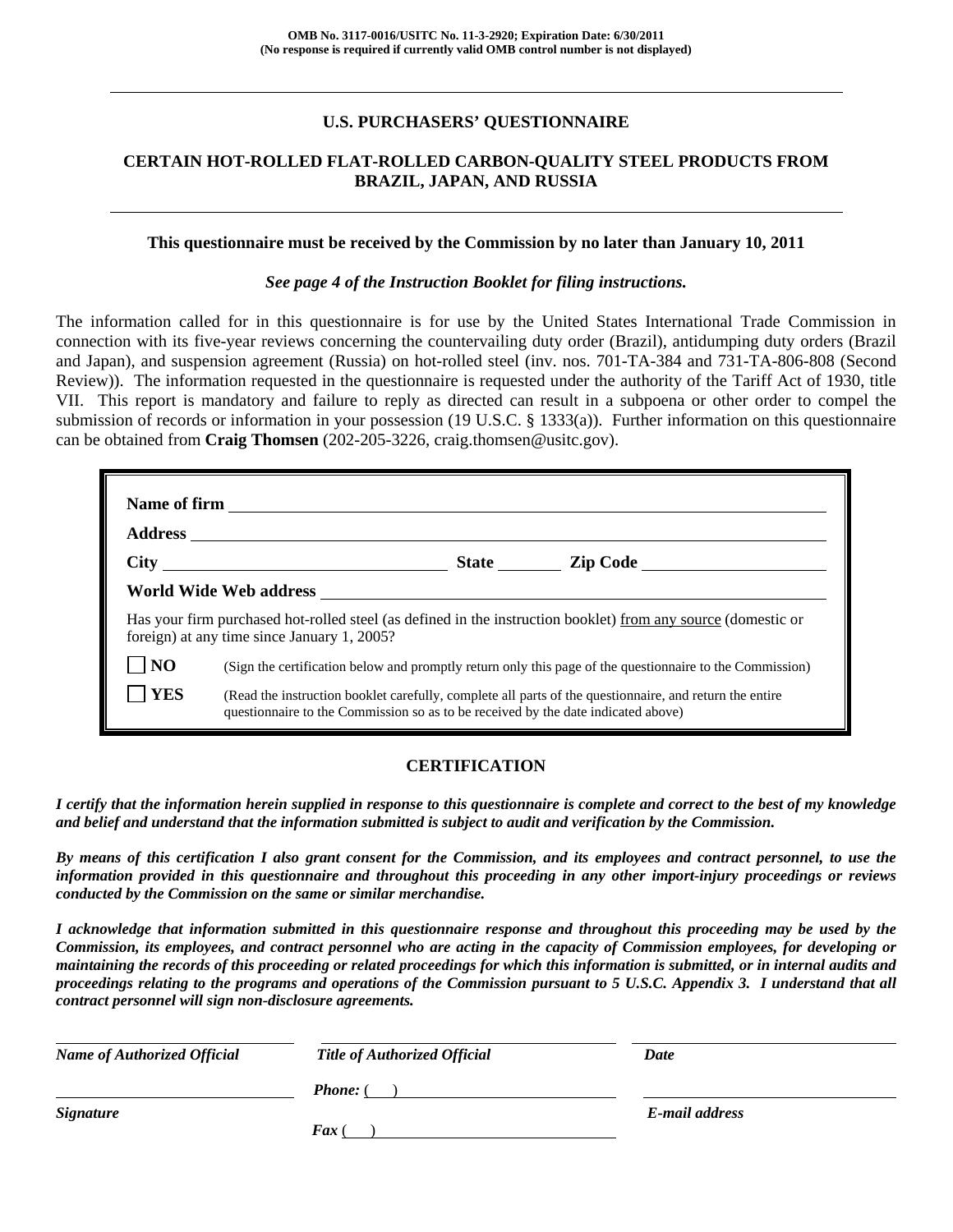**OMB No. 3117-0016/USITC No. 11-3-2920; Expiration Date: 6/30/2011**
**(No response is required if currently valid OMB control number is not displayed)**

---

## U.S. PURCHASERS' QUESTIONNAIRE

## CERTAIN HOT-ROLLED FLAT-ROLLED CARBON-QUALITY STEEL PRODUCTS FROM BRAZIL, JAPAN, AND RUSSIA

---

**This questionnaire must be received by the Commission by no later than January 10, 2011**

***See page 4 of the Instruction Booklet for filing instructions.***

The information called for in this questionnaire is for use by the United States International Trade Commission in connection with its five-year reviews concerning the countervailing duty order (Brazil), antidumping duty orders (Brazil and Japan), and suspension agreement (Russia) on hot-rolled steel (inv. nos. 701-TA-384 and 731-TA-806-808 (Second Review)). The information requested in the questionnaire is requested under the authority of the Tariff Act of 1930, title VII. This report is mandatory and failure to reply as directed can result in a subpoena or other order to compel the submission of records or information in your possession (19 U.S.C. § 1333(a)). Further information on this questionnaire can be obtained from **Craig Thomsen** (202-205-3226, craig.thomsen@usitc.gov).

**Name of firm** ______________________________

**Address** ______________________________

**City** ______________ **State** ______ **Zip Code** ______________

**World Wide Web address** ______________________________

Has your firm purchased hot-rolled steel (as defined in the instruction booklet) from any source (domestic or foreign) at any time since January 1, 2005?

☐ **NO** (Sign the certification below and promptly return only this page of the questionnaire to the Commission)

☐ **YES** (Read the instruction booklet carefully, complete all parts of the questionnaire, and return the entire questionnaire to the Commission so as to be received by the date indicated above)

### CERTIFICATION

***I certify that the information herein supplied in response to this questionnaire is complete and correct to the best of my knowledge and belief and understand that the information submitted is subject to audit and verification by the Commission.***

***By means of this certification I also grant consent for the Commission, and its employees and contract personnel, to use the information provided in this questionnaire and throughout this proceeding in any other import-injury proceedings or reviews conducted by the Commission on the same or similar merchandise.***

***I acknowledge that information submitted in this questionnaire response and throughout this proceeding may be used by the Commission, its employees, and contract personnel who are acting in the capacity of Commission employees, for developing or maintaining the records of this proceeding or related proceedings for which this information is submitted, or in internal audits and proceedings relating to the programs and operations of the Commission pursuant to 5 U.S.C. Appendix 3. I understand that all contract personnel will sign non-disclosure agreements.***

______________________________ ______________________________ ______________________________
***Name of Authorized Official*** ***Title of Authorized Official*** ***Date***

______________________________ ***Phone:*** ( ) ______________________________ ______________________________
***Signature*** ***Fax*** ( ) ______________________________ ***E-mail address***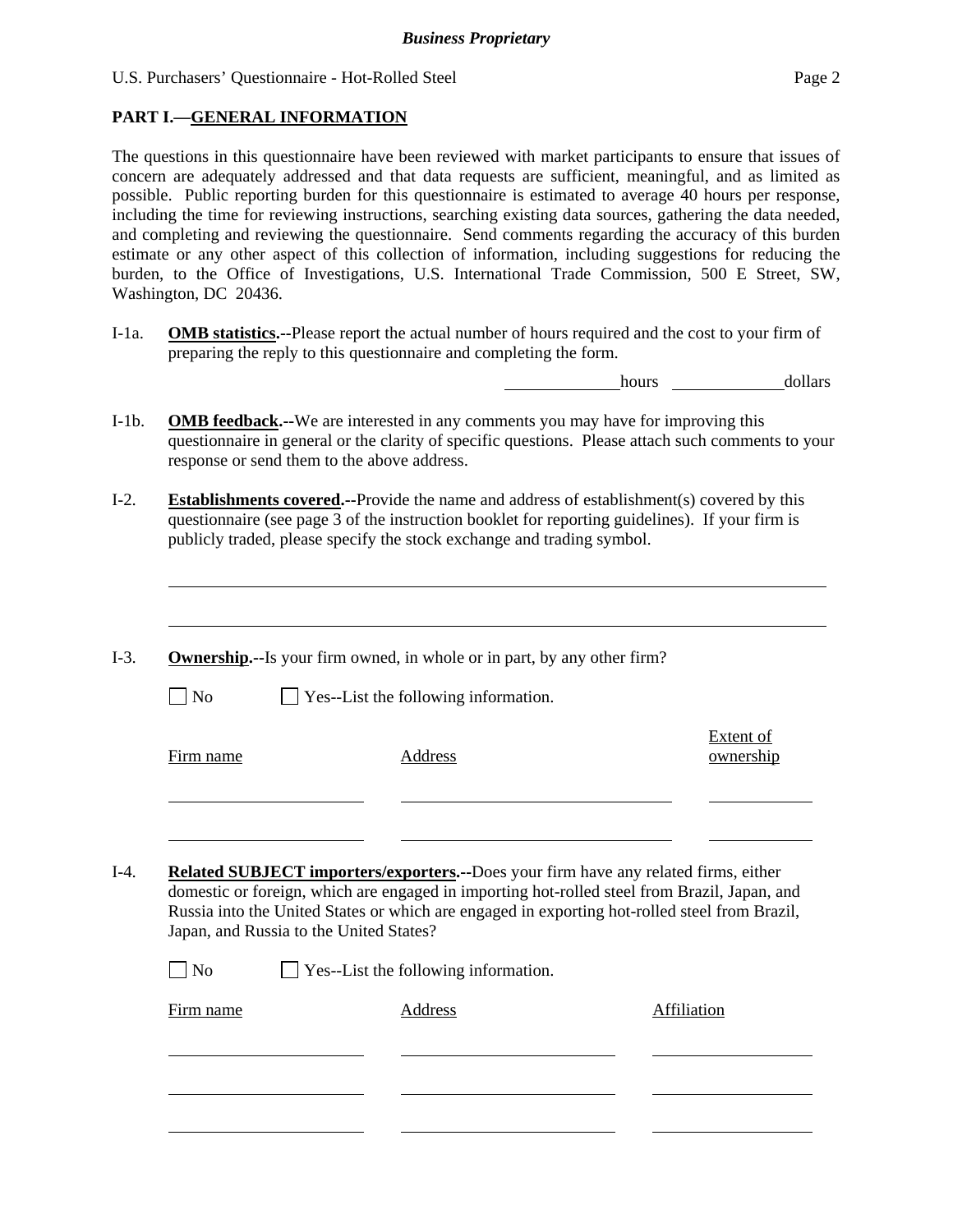## PART I.—GENERAL INFORMATION

The questions in this questionnaire have been reviewed with market participants to ensure that issues of concern are adequately addressed and that data requests are sufficient, meaningful, and as limited as possible. Public reporting burden for this questionnaire is estimated to average 40 hours per response, including the time for reviewing instructions, searching existing data sources, gathering the data needed, and completing and reviewing the questionnaire. Send comments regarding the accuracy of this burden estimate or any other aspect of this collection of information, including suggestions for reducing the burden, to the Office of Investigations, U.S. International Trade Commission, 500 E Street, SW, Washington, DC 20436.

I-1a. **OMB statistics.**--Please report the actual number of hours required and the cost to your firm of preparing the reply to this questionnaire and completing the form.

_____________ hours _____________ dollars

I-1b. **OMB feedback.**--We are interested in any comments you may have for improving this questionnaire in general or the clarity of specific questions. Please attach such comments to your response or send them to the above address.

I-2. **Establishments covered.**--Provide the name and address of establishment(s) covered by this questionnaire (see page 3 of the instruction booklet for reporting guidelines). If your firm is publicly traded, please specify the stock exchange and trading symbol.

_______________________________________________________________________________

_______________________________________________________________________________

I-3. **Ownership.**--Is your firm owned, in whole or in part, by any other firm?

☐ No ☐ Yes--List the following information.

| Firm name | Address | Extent of ownership |
|---|---|---|
| | | |
| | | |

I-4. **Related SUBJECT importers/exporters.**--Does your firm have any related firms, either domestic or foreign, which are engaged in importing hot-rolled steel from Brazil, Japan, and Russia into the United States or which are engaged in exporting hot-rolled steel from Brazil, Japan, and Russia to the United States?

☐ No ☐ Yes--List the following information.

| Firm name | Address | Affiliation |
|---|---|---|
| | | |
| | | |
| | | |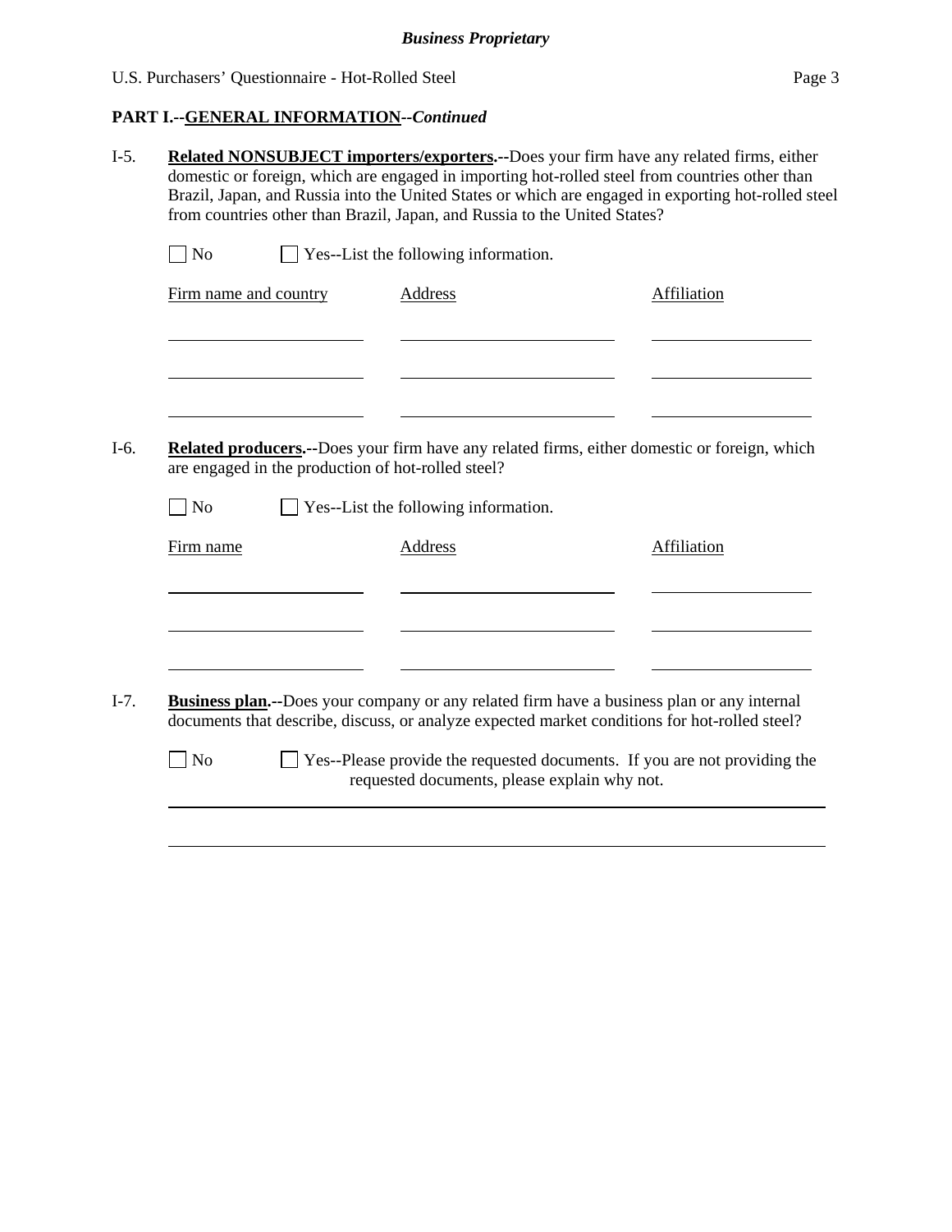## PART I.--GENERAL INFORMATION--*Continued*

I-5. **Related NONSUBJECT importers/exporters.**--Does your firm have any related firms, either domestic or foreign, which are engaged in importing hot-rolled steel from countries other than Brazil, Japan, and Russia into the United States or which are engaged in exporting hot-rolled steel from countries other than Brazil, Japan, and Russia to the United States?

☐ No ☐ Yes--List the following information.

| Firm name and country | Address | Affiliation |
|---|---|---|
| | | |
| | | |
| | | |

I-6. **Related producers.**--Does your firm have any related firms, either domestic or foreign, which are engaged in the production of hot-rolled steel?

☐ No ☐ Yes--List the following information.

| Firm name | Address | Affiliation |
|---|---|---|
| | | |
| | | |
| | | |

I-7. **Business plan.**--Does your company or any related firm have a business plan or any internal documents that describe, discuss, or analyze expected market conditions for hot-rolled steel?

☐ No ☐ Yes--Please provide the requested documents. If you are not providing the requested documents, please explain why not.

______________________________________________________________________

______________________________________________________________________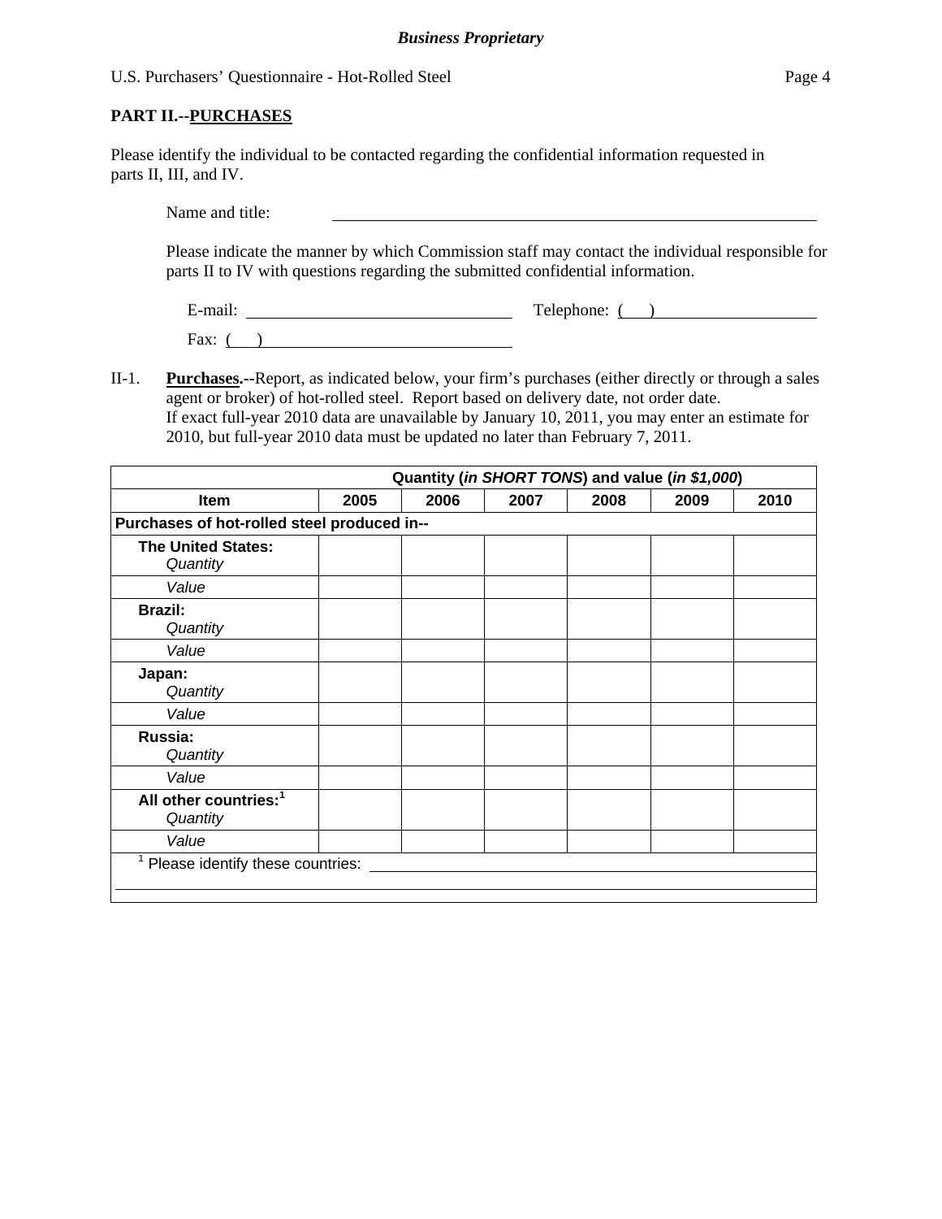**PART II.--PURCHASES**

Please identify the individual to be contacted regarding the confidential information requested in parts II, III, and IV.

Name and title: ______________________________

Please indicate the manner by which Commission staff may contact the individual responsible for parts II to IV with questions regarding the submitted confidential information.

E-mail: ______________________ Telephone: ( ) ______________________

Fax: ( ) ______________________

II-1. **Purchases.**--Report, as indicated below, your firm's purchases (either directly or through a sales agent or broker) of hot-rolled steel. Report based on delivery date, not order date. If exact full-year 2010 data are unavailable by January 10, 2011, you may enter an estimate for 2010, but full-year 2010 data must be updated no later than February 7, 2011.

| | Quantity (*in SHORT TONS*) and value (*in $1,000*) | | | | | |
|---|---|---|---|---|---|---|
| **Item** | **2005** | **2006** | **2007** | **2008** | **2009** | **2010** |
| **Purchases of hot-rolled steel produced in--** | | | | | | |
| **The United States:** *Quantity* | | | | | | |
| *Value* | | | | | | |
| **Brazil:** *Quantity* | | | | | | |
| *Value* | | | | | | |
| **Japan:** *Quantity* | | | | | | |
| *Value* | | | | | | |
| **Russia:** *Quantity* | | | | | | |
| *Value* | | | | | | |
| **All other countries:**[1] *Quantity* | | | | | | |
| *Value* | | | | | | |

[1] Please identify these countries: ______________________________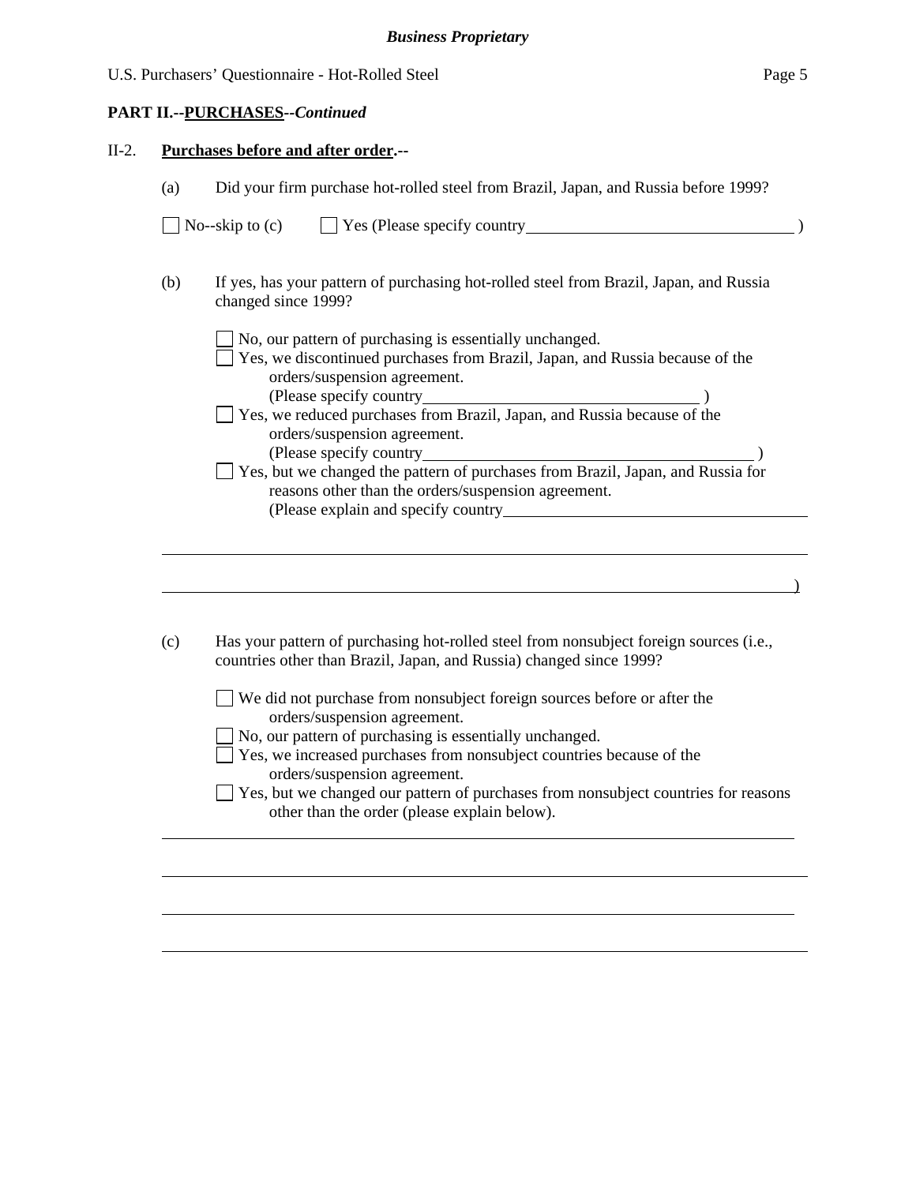**PART II.--PURCHASES--*Continued***

II-2. **Purchases before and after order.--**

(a) Did your firm purchase hot-rolled steel from Brazil, Japan, and Russia before 1999?

☐ No--skip to (c)     ☐ Yes (Please specify country________________________________ )

(b) If yes, has your pattern of purchasing hot-rolled steel from Brazil, Japan, and Russia changed since 1999?

☐ No, our pattern of purchasing is essentially unchanged.
☐ Yes, we discontinued purchases from Brazil, Japan, and Russia because of the orders/suspension agreement. (Please specify country________________________________ )
☐ Yes, we reduced purchases from Brazil, Japan, and Russia because of the orders/suspension agreement. (Please specify country________________________________________ )
☐ Yes, but we changed the pattern of purchases from Brazil, Japan, and Russia for reasons other than the orders/suspension agreement. (Please explain and specify country_____________________________________

______________________________________________________________________________

______________________________________________________________________________)

(c) Has your pattern of purchasing hot-rolled steel from nonsubject foreign sources (i.e., countries other than Brazil, Japan, and Russia) changed since 1999?

☐ We did not purchase from nonsubject foreign sources before or after the orders/suspension agreement.
☐ No, our pattern of purchasing is essentially unchanged.
☐ Yes, we increased purchases from nonsubject countries because of the orders/suspension agreement.
☐ Yes, but we changed our pattern of purchases from nonsubject countries for reasons other than the order (please explain below).

______________________________________________________________________________

______________________________________________________________________________

______________________________________________________________________________

______________________________________________________________________________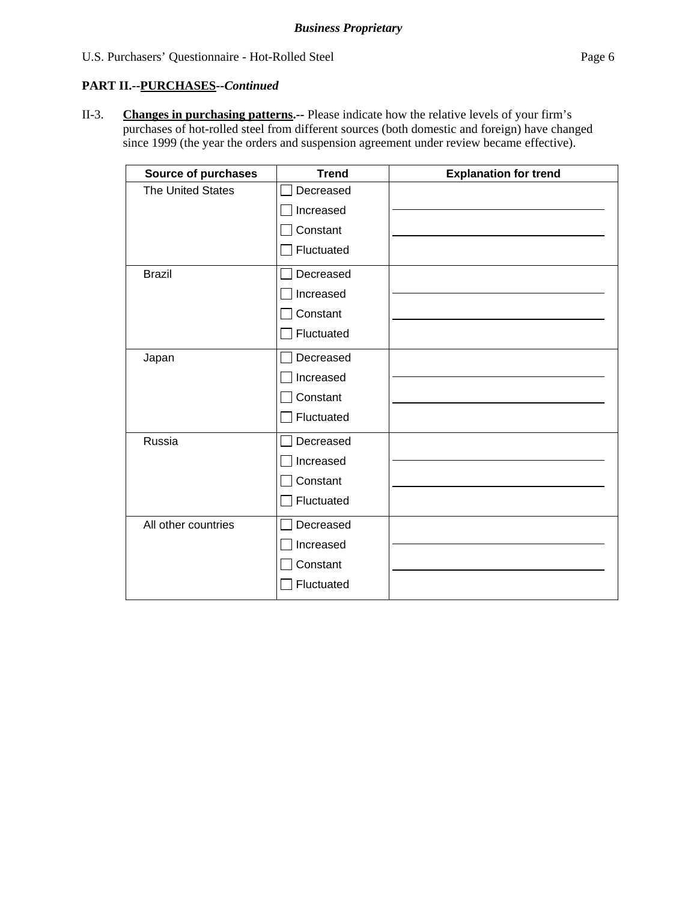*Business Proprietary*

**PART II.--PURCHASES--*Continued***

II-3. **Changes in purchasing patterns.--** Please indicate how the relative levels of your firm's purchases of hot-rolled steel from different sources (both domestic and foreign) have changed since 1999 (the year the orders and suspension agreement under review became effective).

| Source of purchases | Trend | Explanation for trend |
|---|---|---|
| The United States | ☐ Decreased<br>☐ Increased<br>☐ Constant<br>☐ Fluctuated | |
| Brazil | ☐ Decreased<br>☐ Increased<br>☐ Constant<br>☐ Fluctuated | |
| Japan | ☐ Decreased<br>☐ Increased<br>☐ Constant<br>☐ Fluctuated | |
| Russia | ☐ Decreased<br>☐ Increased<br>☐ Constant<br>☐ Fluctuated | |
| All other countries | ☐ Decreased<br>☐ Increased<br>☐ Constant<br>☐ Fluctuated | |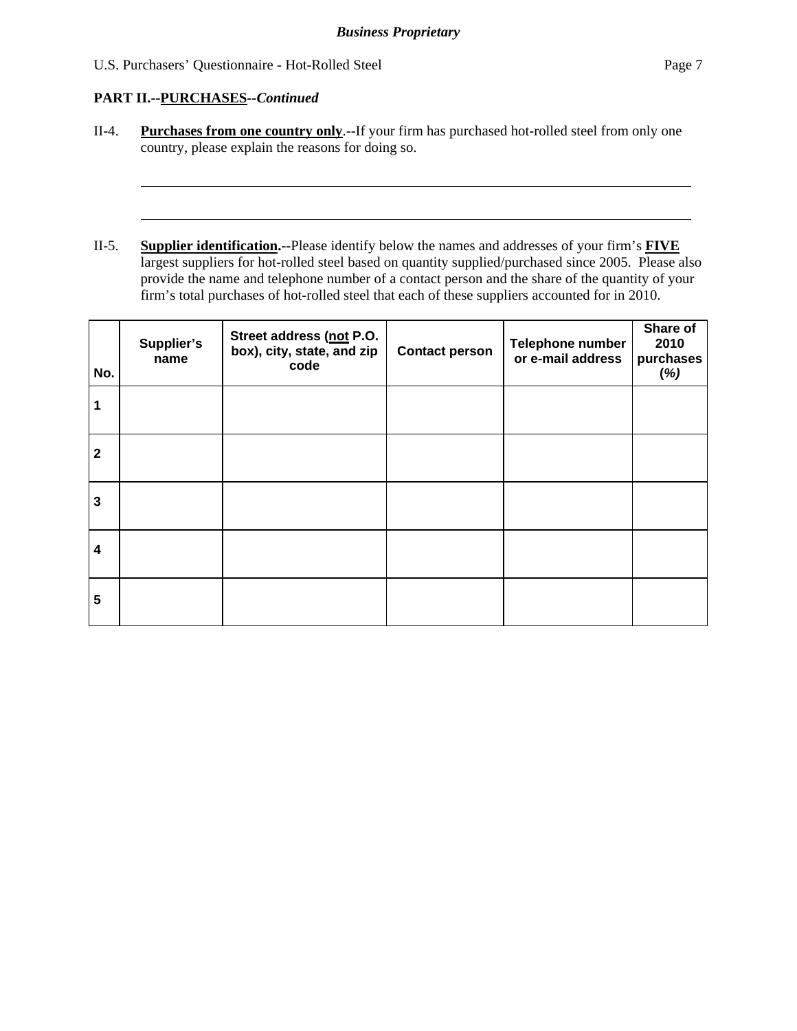## PART II.--PURCHASES--*Continued*

II-4. **Purchases from one country only**.--If your firm has purchased hot-rolled steel from only one country, please explain the reasons for doing so.

______________________________________________________________________________

______________________________________________________________________________

II-5. **Supplier identification.**--Please identify below the names and addresses of your firm's **FIVE** largest suppliers for hot-rolled steel based on quantity supplied/purchased since 2005. Please also provide the name and telephone number of a contact person and the share of the quantity of your firm's total purchases of hot-rolled steel that each of these suppliers accounted for in 2010.

| No. | Supplier's name | Street address (not P.O. box), city, state, and zip code | Contact person | Telephone number or e-mail address | Share of 2010 purchases (*%)* |
|---|---|---|---|---|---|
| 1 | | | | | |
| 2 | | | | | |
| 3 | | | | | |
| 4 | | | | | |
| 5 | | | | | |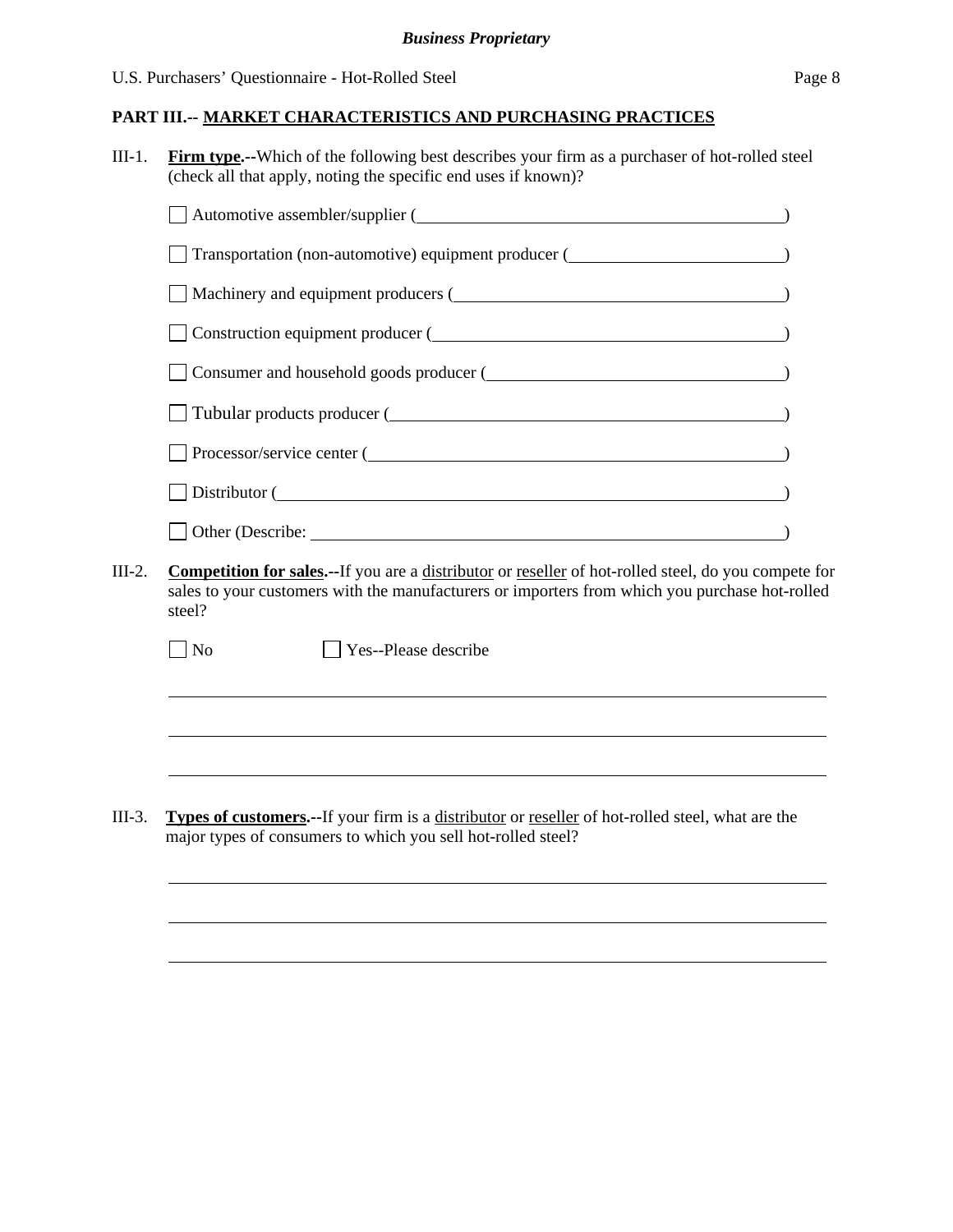## PART III.-- MARKET CHARACTERISTICS AND PURCHASING PRACTICES

III-1. **Firm type.**--Which of the following best describes your firm as a purchaser of hot-rolled steel (check all that apply, noting the specific end uses if known)?

- ☐ Automotive assembler/supplier (\_\_\_\_\_\_\_\_\_\_\_\_\_\_\_\_\_\_\_\_)
- ☐ Transportation (non-automotive) equipment producer (\_\_\_\_\_\_\_\_\_\_\_\_\_\_\_\_\_\_\_\_)
- ☐ Machinery and equipment producers (\_\_\_\_\_\_\_\_\_\_\_\_\_\_\_\_\_\_\_\_)
- ☐ Construction equipment producer (\_\_\_\_\_\_\_\_\_\_\_\_\_\_\_\_\_\_\_\_)
- ☐ Consumer and household goods producer (\_\_\_\_\_\_\_\_\_\_\_\_\_\_\_\_\_\_\_\_)
- ☐ Tubular products producer (\_\_\_\_\_\_\_\_\_\_\_\_\_\_\_\_\_\_\_\_)
- ☐ Processor/service center (\_\_\_\_\_\_\_\_\_\_\_\_\_\_\_\_\_\_\_\_)
- ☐ Distributor (\_\_\_\_\_\_\_\_\_\_\_\_\_\_\_\_\_\_\_\_)
- ☐ Other (Describe: \_\_\_\_\_\_\_\_\_\_\_\_\_\_\_\_\_\_\_\_)

III-2. **Competition for sales.**--If you are a distributor or reseller of hot-rolled steel, do you compete for sales to your customers with the manufacturers or importers from which you purchase hot-rolled steel?

☐ No ☐ Yes--Please describe

\_\_\_\_\_\_\_\_\_\_\_\_\_\_\_\_\_\_\_\_\_\_\_\_\_\_\_\_\_\_\_\_\_\_\_\_\_\_\_\_

\_\_\_\_\_\_\_\_\_\_\_\_\_\_\_\_\_\_\_\_\_\_\_\_\_\_\_\_\_\_\_\_\_\_\_\_\_\_\_\_

\_\_\_\_\_\_\_\_\_\_\_\_\_\_\_\_\_\_\_\_\_\_\_\_\_\_\_\_\_\_\_\_\_\_\_\_\_\_\_\_

III-3. **Types of customers.**--If your firm is a distributor or reseller of hot-rolled steel, what are the major types of consumers to which you sell hot-rolled steel?

\_\_\_\_\_\_\_\_\_\_\_\_\_\_\_\_\_\_\_\_\_\_\_\_\_\_\_\_\_\_\_\_\_\_\_\_\_\_\_\_

\_\_\_\_\_\_\_\_\_\_\_\_\_\_\_\_\_\_\_\_\_\_\_\_\_\_\_\_\_\_\_\_\_\_\_\_\_\_\_\_

\_\_\_\_\_\_\_\_\_\_\_\_\_\_\_\_\_\_\_\_\_\_\_\_\_\_\_\_\_\_\_\_\_\_\_\_\_\_\_\_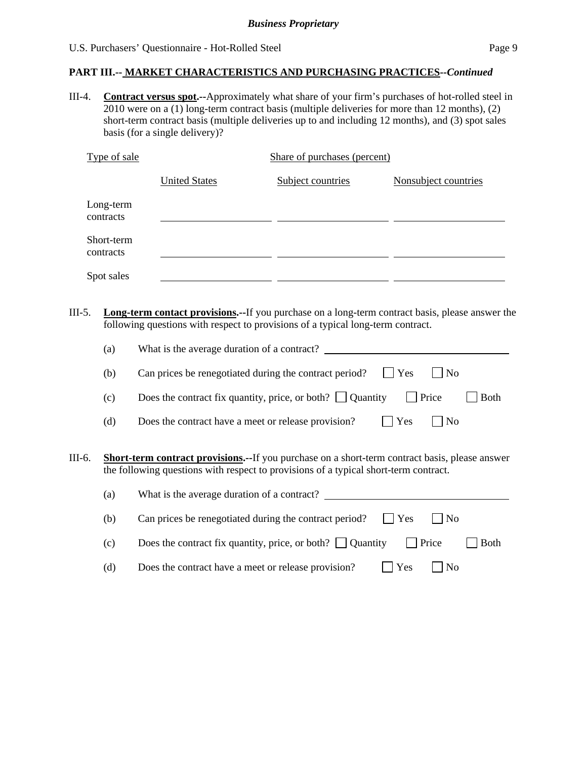## PART III.-- MARKET CHARACTERISTICS AND PURCHASING PRACTICES--*Continued*

III-4. **Contract versus spot.--**Approximately what share of your firm's purchases of hot-rolled steel in 2010 were on a (1) long-term contract basis (multiple deliveries for more than 12 months), (2) short-term contract basis (multiple deliveries up to and including 12 months), and (3) spot sales basis (for a single delivery)?

| Type of sale | Share of purchases (percent) | | |
|---|---|---|---|
| | United States | Subject countries | Nonsubject countries |
| Long-term contracts | | | |
| Short-term contracts | | | |
| Spot sales | | | |

III-5. **Long-term contact provisions.--**If you purchase on a long-term contract basis, please answer the following questions with respect to provisions of a typical long-term contract.

(a) What is the average duration of a contract? ____________________

(b) Can prices be renegotiated during the contract period? ☐ Yes ☐ No

(c) Does the contract fix quantity, price, or both? ☐ Quantity ☐ Price ☐ Both

(d) Does the contract have a meet or release provision? ☐ Yes ☐ No

III-6. **Short-term contract provisions.--**If you purchase on a short-term contract basis, please answer the following questions with respect to provisions of a typical short-term contract.

(a) What is the average duration of a contract? ____________________

(b) Can prices be renegotiated during the contract period? ☐ Yes ☐ No

(c) Does the contract fix quantity, price, or both? ☐ Quantity ☐ Price ☐ Both

(d) Does the contract have a meet or release provision? ☐ Yes ☐ No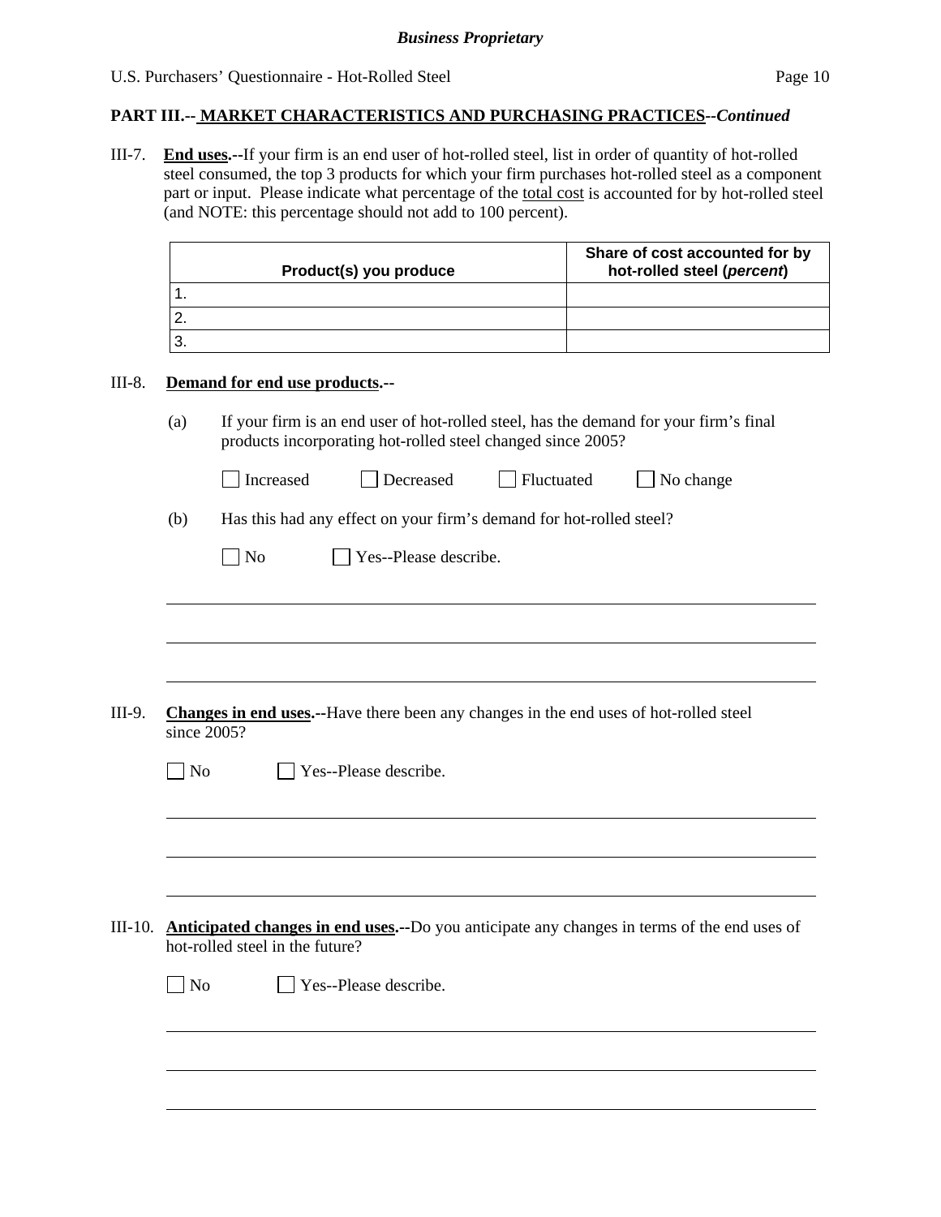**PART III.-- MARKET CHARACTERISTICS AND PURCHASING PRACTICES--*Continued***

III-7. **End uses.**--If your firm is an end user of hot-rolled steel, list in order of quantity of hot-rolled steel consumed, the top 3 products for which your firm purchases hot-rolled steel as a component part or input. Please indicate what percentage of the total cost is accounted for by hot-rolled steel (and NOTE: this percentage should not add to 100 percent).

| Product(s) you produce | Share of cost accounted for by hot-rolled steel (*percent*) |
|---|---|
| 1. | |
| 2. | |
| 3. | |

III-8. **Demand for end use products.**--

(a) If your firm is an end user of hot-rolled steel, has the demand for your firm's final products incorporating hot-rolled steel changed since 2005?

☐ Increased ☐ Decreased ☐ Fluctuated ☐ No change

(b) Has this had any effect on your firm's demand for hot-rolled steel?

☐ No ☐ Yes--Please describe.

III-9. **Changes in end uses.**--Have there been any changes in the end uses of hot-rolled steel since 2005?

☐ No ☐ Yes--Please describe.

III-10. **Anticipated changes in end uses.**--Do you anticipate any changes in terms of the end uses of hot-rolled steel in the future?

☐ No ☐ Yes--Please describe.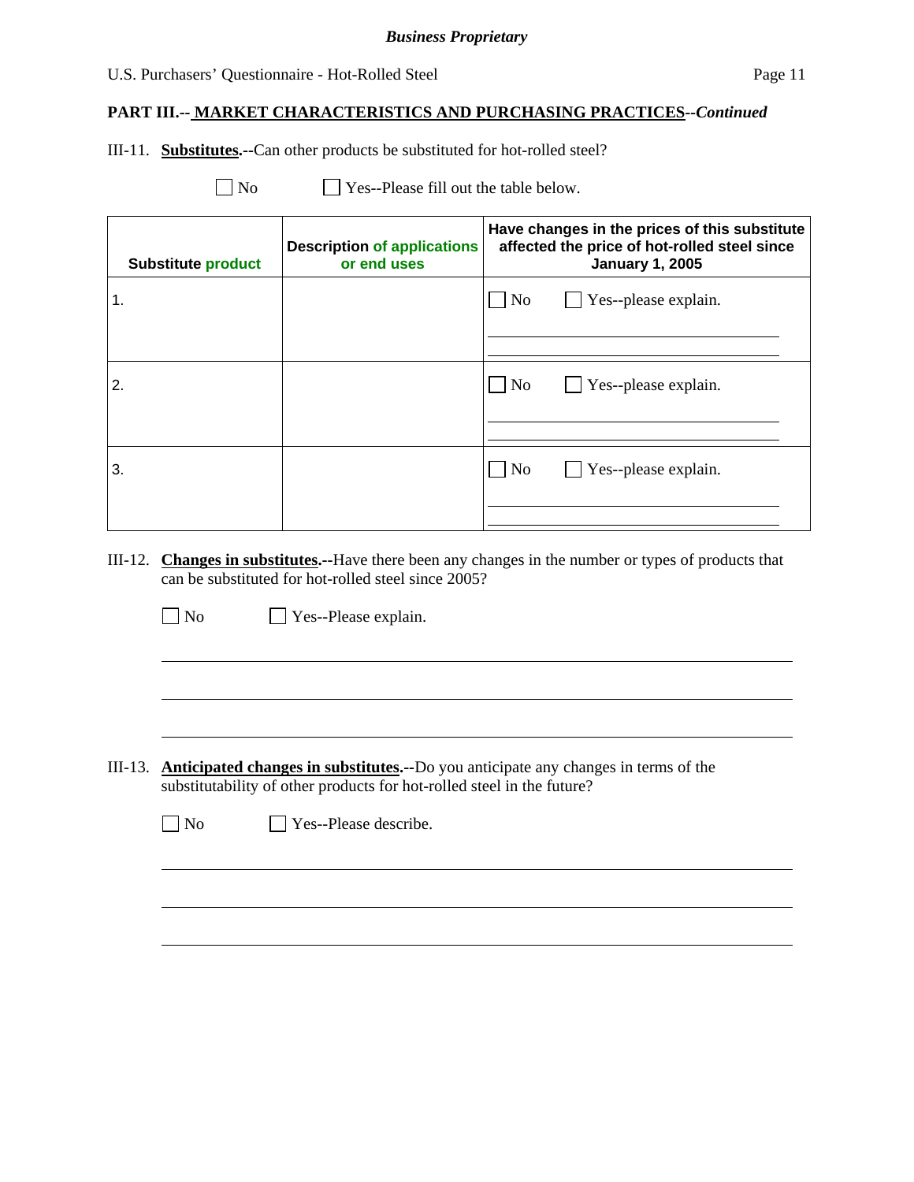**PART III.-- MARKET CHARACTERISTICS AND PURCHASING PRACTICES--*Continued***

III-11. **Substitutes.--**Can other products be substituted for hot-rolled steel?

☐ No ☐ Yes--Please fill out the table below.

| Substitute product | Description of applications or end uses | Have changes in the prices of this substitute affected the price of hot-rolled steel since January 1, 2005 |
|---|---|---|
| 1. | | ☐ No ☐ Yes--please explain. |
| 2. | | ☐ No ☐ Yes--please explain. |
| 3. | | ☐ No ☐ Yes--please explain. |

III-12. **Changes in substitutes.--**Have there been any changes in the number or types of products that can be substituted for hot-rolled steel since 2005?

☐ No ☐ Yes--Please explain.

III-13. **Anticipated changes in substitutes.--**Do you anticipate any changes in terms of the substitutability of other products for hot-rolled steel in the future?

☐ No ☐ Yes--Please describe.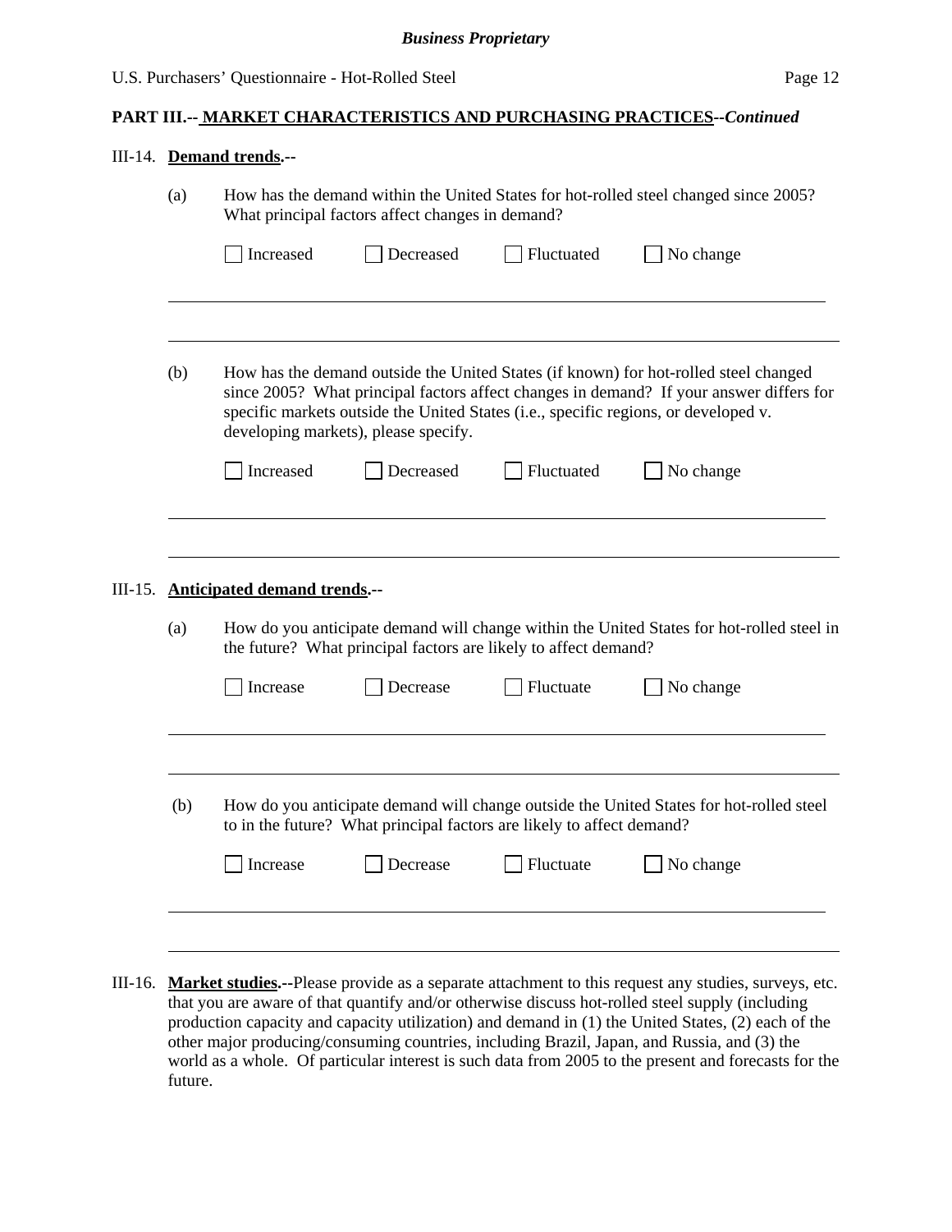**Business Proprietary**

U.S. Purchasers' Questionnaire - Hot-Rolled Steel

## PART III.-- MARKET CHARACTERISTICS AND PURCHASING PRACTICES--*Continued*

III-14. **Demand trends.**--

(a) How has the demand within the United States for hot-rolled steel changed since 2005? What principal factors affect changes in demand?

☐ Increased ☐ Decreased ☐ Fluctuated ☐ No change

(b) How has the demand outside the United States (if known) for hot-rolled steel changed since 2005? What principal factors affect changes in demand? If your answer differs for specific markets outside the United States (i.e., specific regions, or developed v. developing markets), please specify.

☐ Increased ☐ Decreased ☐ Fluctuated ☐ No change

III-15. **Anticipated demand trends.**--

(a) How do you anticipate demand will change within the United States for hot-rolled steel in the future? What principal factors are likely to affect demand?

☐ Increase ☐ Decrease ☐ Fluctuate ☐ No change

(b) How do you anticipate demand will change outside the United States for hot-rolled steel to in the future? What principal factors are likely to affect demand?

☐ Increase ☐ Decrease ☐ Fluctuate ☐ No change

III-16. **Market studies.**--Please provide as a separate attachment to this request any studies, surveys, etc. that you are aware of that quantify and/or otherwise discuss hot-rolled steel supply (including production capacity and capacity utilization) and demand in (1) the United States, (2) each of the other major producing/consuming countries, including Brazil, Japan, and Russia, and (3) the world as a whole. Of particular interest is such data from 2005 to the present and forecasts for the future.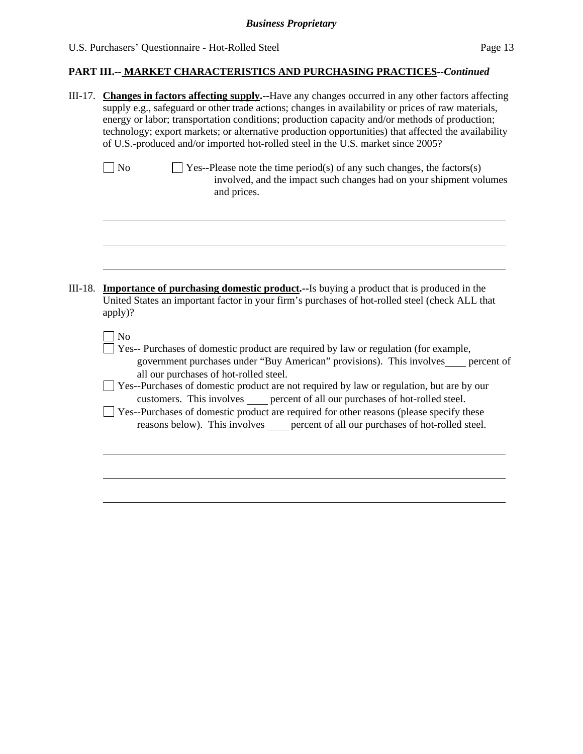**PART III.-- MARKET CHARACTERISTICS AND PURCHASING PRACTICES--*Continued***

III-17. **Changes in factors affecting supply.--**Have any changes occurred in any other factors affecting supply e.g., safeguard or other trade actions; changes in availability or prices of raw materials, energy or labor; transportation conditions; production capacity and/or methods of production; technology; export markets; or alternative production opportunities) that affected the availability of U.S.-produced and/or imported hot-rolled steel in the U.S. market since 2005?

☐ No ☐ Yes--Please note the time period(s) of any such changes, the factors(s) involved, and the impact such changes had on your shipment volumes and prices.

\_\_\_\_\_\_\_\_\_\_\_\_\_\_\_\_\_\_\_\_\_\_\_\_\_\_\_\_\_\_\_\_\_\_\_\_\_\_\_\_\_\_\_\_\_\_\_\_\_\_\_\_\_\_\_\_\_\_\_\_\_\_\_\_\_\_\_\_\_\_

\_\_\_\_\_\_\_\_\_\_\_\_\_\_\_\_\_\_\_\_\_\_\_\_\_\_\_\_\_\_\_\_\_\_\_\_\_\_\_\_\_\_\_\_\_\_\_\_\_\_\_\_\_\_\_\_\_\_\_\_\_\_\_\_\_\_\_\_\_\_

\_\_\_\_\_\_\_\_\_\_\_\_\_\_\_\_\_\_\_\_\_\_\_\_\_\_\_\_\_\_\_\_\_\_\_\_\_\_\_\_\_\_\_\_\_\_\_\_\_\_\_\_\_\_\_\_\_\_\_\_\_\_\_\_\_\_\_\_\_\_

III-18. **Importance of purchasing domestic product.--**Is buying a product that is produced in the United States an important factor in your firm's purchases of hot-rolled steel (check ALL that apply)?

☐ No

☐ Yes-- Purchases of domestic product are required by law or regulation (for example, government purchases under "Buy American" provisions). This involves\_\_\_\_ percent of all our purchases of hot-rolled steel.

☐ Yes--Purchases of domestic product are not required by law or regulation, but are by our customers. This involves \_\_\_\_ percent of all our purchases of hot-rolled steel.

☐ Yes--Purchases of domestic product are required for other reasons (please specify these reasons below). This involves \_\_\_\_ percent of all our purchases of hot-rolled steel.

\_\_\_\_\_\_\_\_\_\_\_\_\_\_\_\_\_\_\_\_\_\_\_\_\_\_\_\_\_\_\_\_\_\_\_\_\_\_\_\_\_\_\_\_\_\_\_\_\_\_\_\_\_\_\_\_\_\_\_\_\_\_\_\_\_\_\_\_\_\_

\_\_\_\_\_\_\_\_\_\_\_\_\_\_\_\_\_\_\_\_\_\_\_\_\_\_\_\_\_\_\_\_\_\_\_\_\_\_\_\_\_\_\_\_\_\_\_\_\_\_\_\_\_\_\_\_\_\_\_\_\_\_\_\_\_\_\_\_\_\_

\_\_\_\_\_\_\_\_\_\_\_\_\_\_\_\_\_\_\_\_\_\_\_\_\_\_\_\_\_\_\_\_\_\_\_\_\_\_\_\_\_\_\_\_\_\_\_\_\_\_\_\_\_\_\_\_\_\_\_\_\_\_\_\_\_\_\_\_\_\_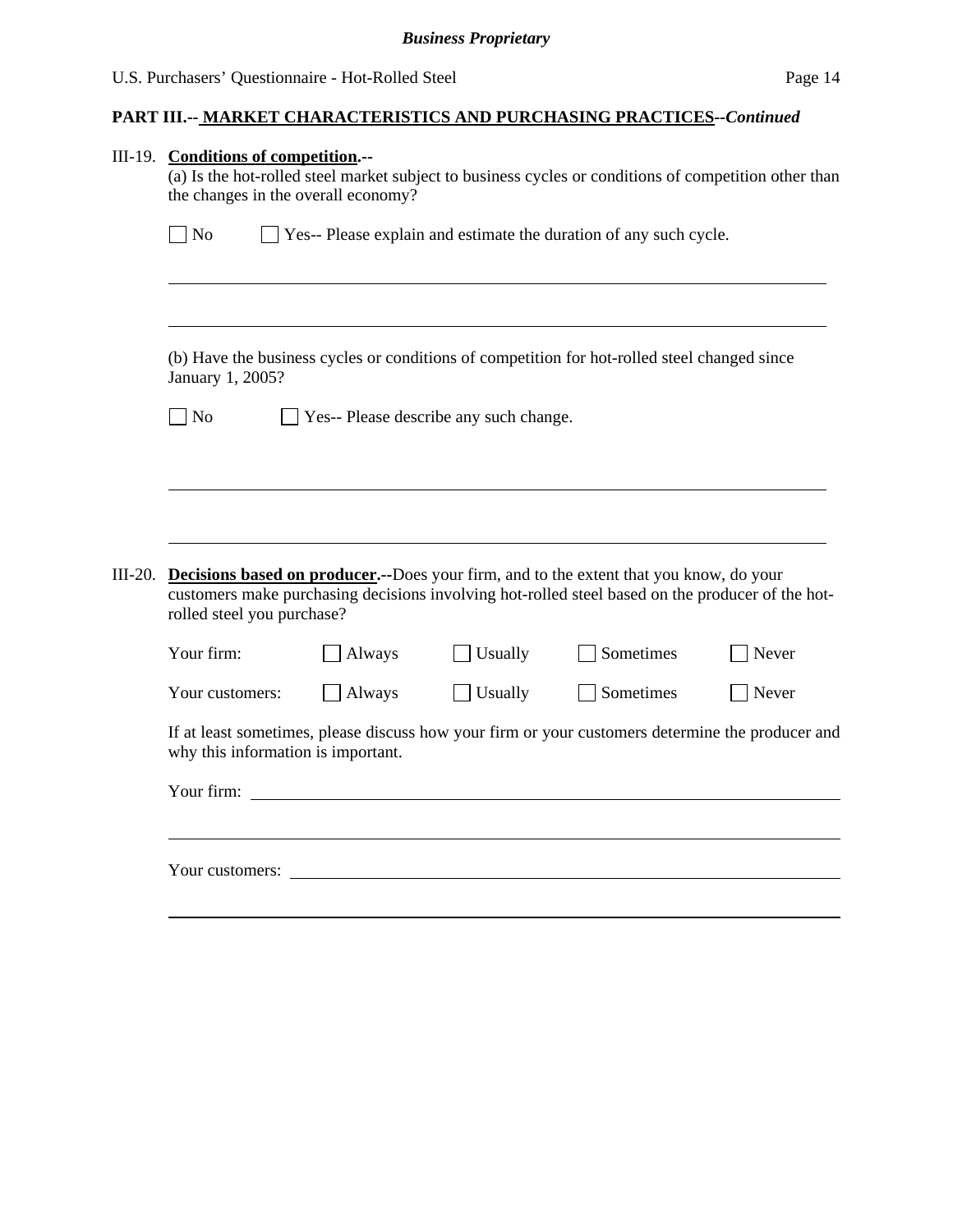## PART III.-- MARKET CHARACTERISTICS AND PURCHASING PRACTICES--*Continued*

III-19. **Conditions of competition.**--

(a) Is the hot-rolled steel market subject to business cycles or conditions of competition other than the changes in the overall economy?

☐ No ☐ Yes-- Please explain and estimate the duration of any such cycle.

\_\_\_\_\_\_\_\_\_\_\_\_\_\_\_\_\_\_\_\_\_\_\_\_\_\_\_\_\_\_\_\_\_\_\_\_\_\_\_\_\_\_\_\_\_\_\_\_\_\_\_\_\_\_\_\_\_\_\_\_

\_\_\_\_\_\_\_\_\_\_\_\_\_\_\_\_\_\_\_\_\_\_\_\_\_\_\_\_\_\_\_\_\_\_\_\_\_\_\_\_\_\_\_\_\_\_\_\_\_\_\_\_\_\_\_\_\_\_\_\_

(b) Have the business cycles or conditions of competition for hot-rolled steel changed since January 1, 2005?

☐ No ☐ Yes-- Please describe any such change.

\_\_\_\_\_\_\_\_\_\_\_\_\_\_\_\_\_\_\_\_\_\_\_\_\_\_\_\_\_\_\_\_\_\_\_\_\_\_\_\_\_\_\_\_\_\_\_\_\_\_\_\_\_\_\_\_\_\_\_\_

\_\_\_\_\_\_\_\_\_\_\_\_\_\_\_\_\_\_\_\_\_\_\_\_\_\_\_\_\_\_\_\_\_\_\_\_\_\_\_\_\_\_\_\_\_\_\_\_\_\_\_\_\_\_\_\_\_\_\_\_

III-20. **Decisions based on producer.**--Does your firm, and to the extent that you know, do your customers make purchasing decisions involving hot-rolled steel based on the producer of the hot-rolled steel you purchase?

| | | | | |
|---|---|---|---|---|
| Your firm: | ☐ Always | ☐ Usually | ☐ Sometimes | ☐ Never |
| Your customers: | ☐ Always | ☐ Usually | ☐ Sometimes | ☐ Never |

If at least sometimes, please discuss how your firm or your customers determine the producer and why this information is important.

Your firm: \_\_\_\_\_\_\_\_\_\_\_\_\_\_\_\_\_\_\_\_\_\_\_\_\_\_\_\_\_\_\_\_\_\_\_\_\_\_\_\_\_\_\_\_\_\_\_\_\_\_\_\_

\_\_\_\_\_\_\_\_\_\_\_\_\_\_\_\_\_\_\_\_\_\_\_\_\_\_\_\_\_\_\_\_\_\_\_\_\_\_\_\_\_\_\_\_\_\_\_\_\_\_\_\_\_\_\_\_\_\_\_\_

Your customers: \_\_\_\_\_\_\_\_\_\_\_\_\_\_\_\_\_\_\_\_\_\_\_\_\_\_\_\_\_\_\_\_\_\_\_\_\_\_\_\_\_\_\_\_\_\_\_\_

\_\_\_\_\_\_\_\_\_\_\_\_\_\_\_\_\_\_\_\_\_\_\_\_\_\_\_\_\_\_\_\_\_\_\_\_\_\_\_\_\_\_\_\_\_\_\_\_\_\_\_\_\_\_\_\_\_\_\_\_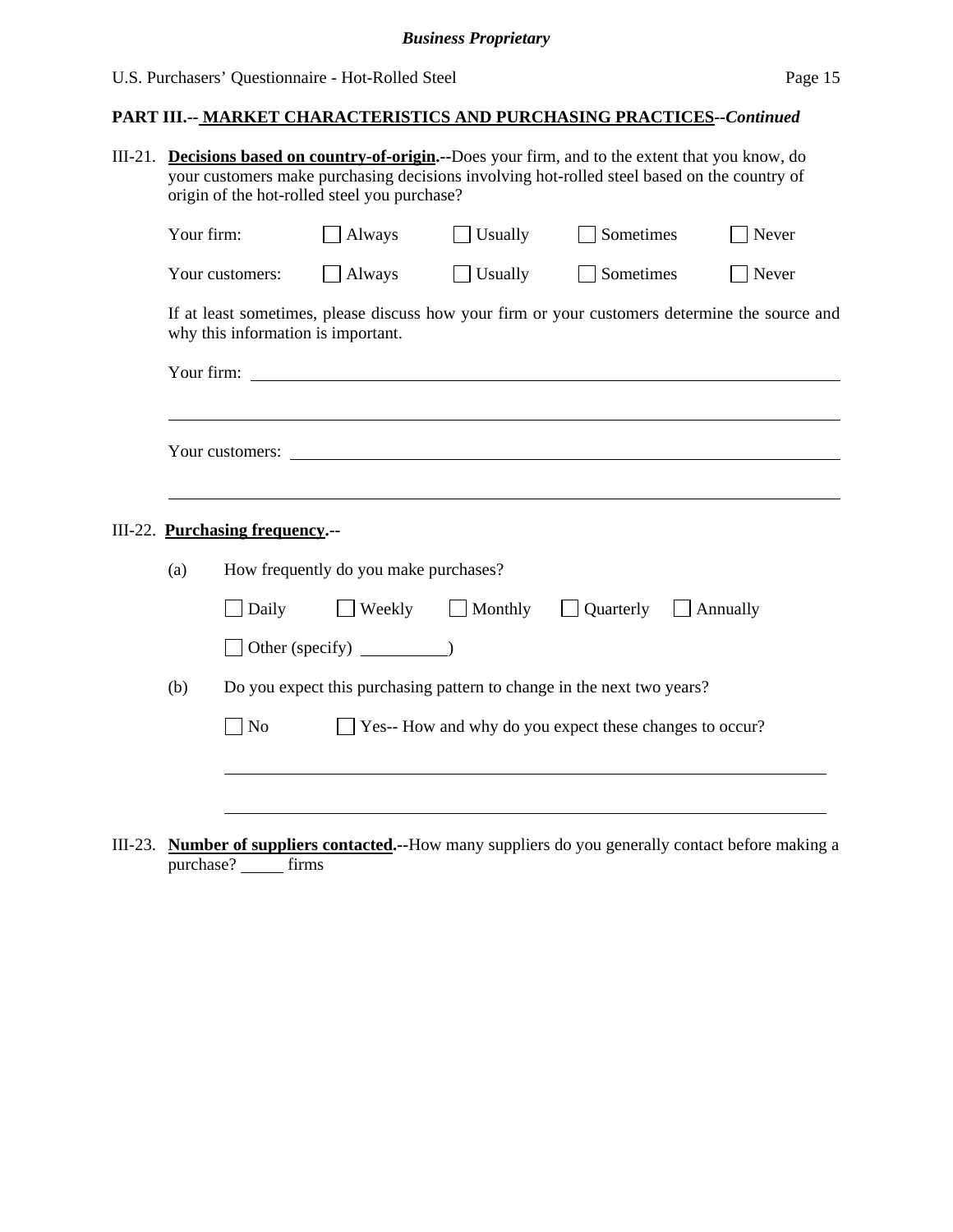**PART III.-- MARKET CHARACTERISTICS AND PURCHASING PRACTICES--*Continued***

III-21. **Decisions based on country-of-origin.--**Does your firm, and to the extent that you know, do your customers make purchasing decisions involving hot-rolled steel based on the country of origin of the hot-rolled steel you purchase?

Your firm: ☐ Always ☐ Usually ☐ Sometimes ☐ Never

Your customers: ☐ Always ☐ Usually ☐ Sometimes ☐ Never

If at least sometimes, please discuss how your firm or your customers determine the source and why this information is important.

Your firm: ______________________________________________________________

______________________________________________________________

Your customers: ______________________________________________________________

______________________________________________________________

III-22. **Purchasing frequency.--**

(a) How frequently do you make purchases?

☐ Daily ☐ Weekly ☐ Monthly ☐ Quarterly ☐ Annually

☐ Other (specify) __________)

(b) Do you expect this purchasing pattern to change in the next two years?

☐ No ☐ Yes-- How and why do you expect these changes to occur?

______________________________________________________________

______________________________________________________________

III-23. **Number of suppliers contacted.--**How many suppliers do you generally contact before making a purchase? _____ firms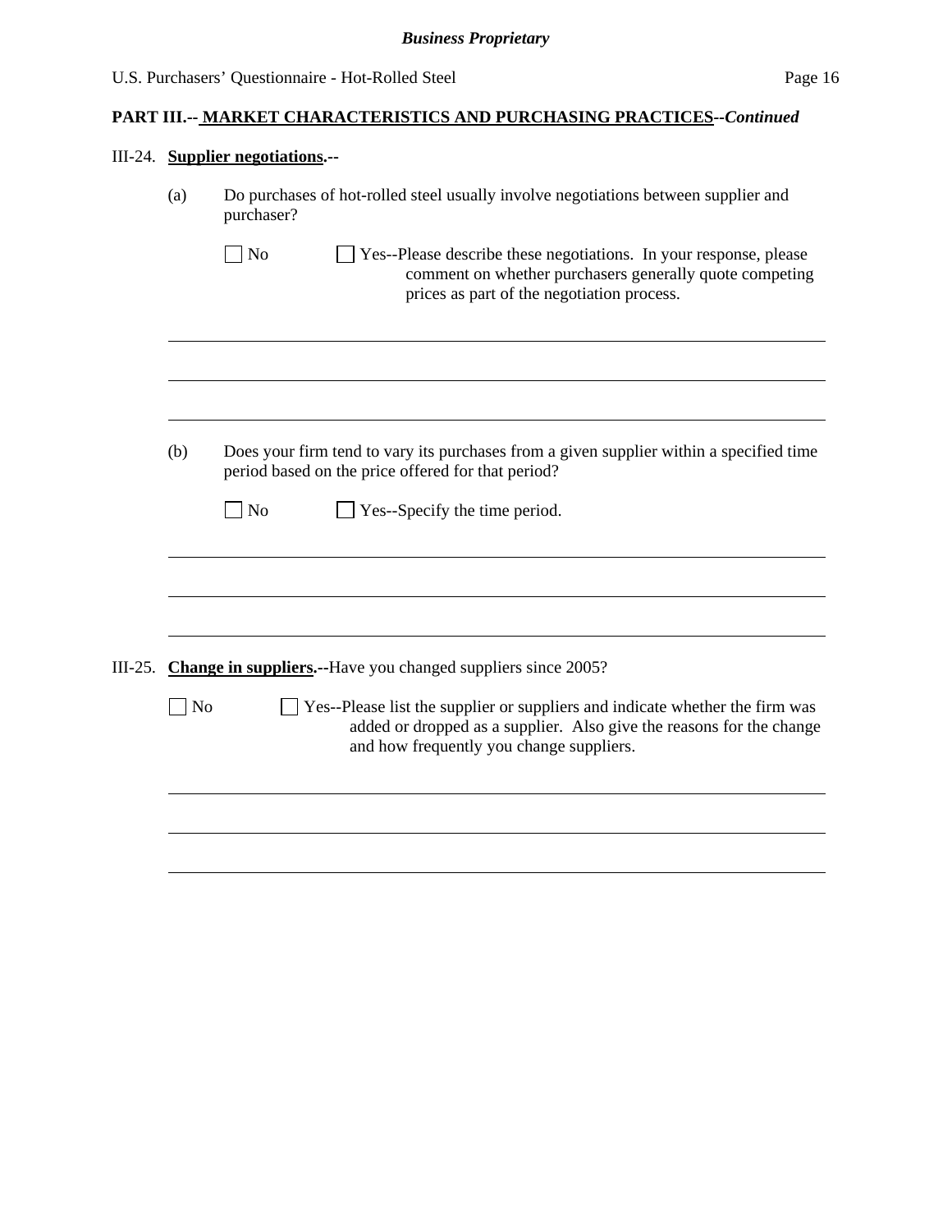**PART III.-- MARKET CHARACTERISTICS AND PURCHASING PRACTICES--*Continued***

III-24. **Supplier negotiations.--**

(a) Do purchases of hot-rolled steel usually involve negotiations between supplier and purchaser?

☐ No ☐ Yes--Please describe these negotiations. In your response, please comment on whether purchasers generally quote competing prices as part of the negotiation process.

___

___

___

(b) Does your firm tend to vary its purchases from a given supplier within a specified time period based on the price offered for that period?

☐ No ☐ Yes--Specify the time period.

___

___

___

III-25. **Change in suppliers.--**Have you changed suppliers since 2005?

☐ No ☐ Yes--Please list the supplier or suppliers and indicate whether the firm was added or dropped as a supplier. Also give the reasons for the change and how frequently you change suppliers.

___

___

___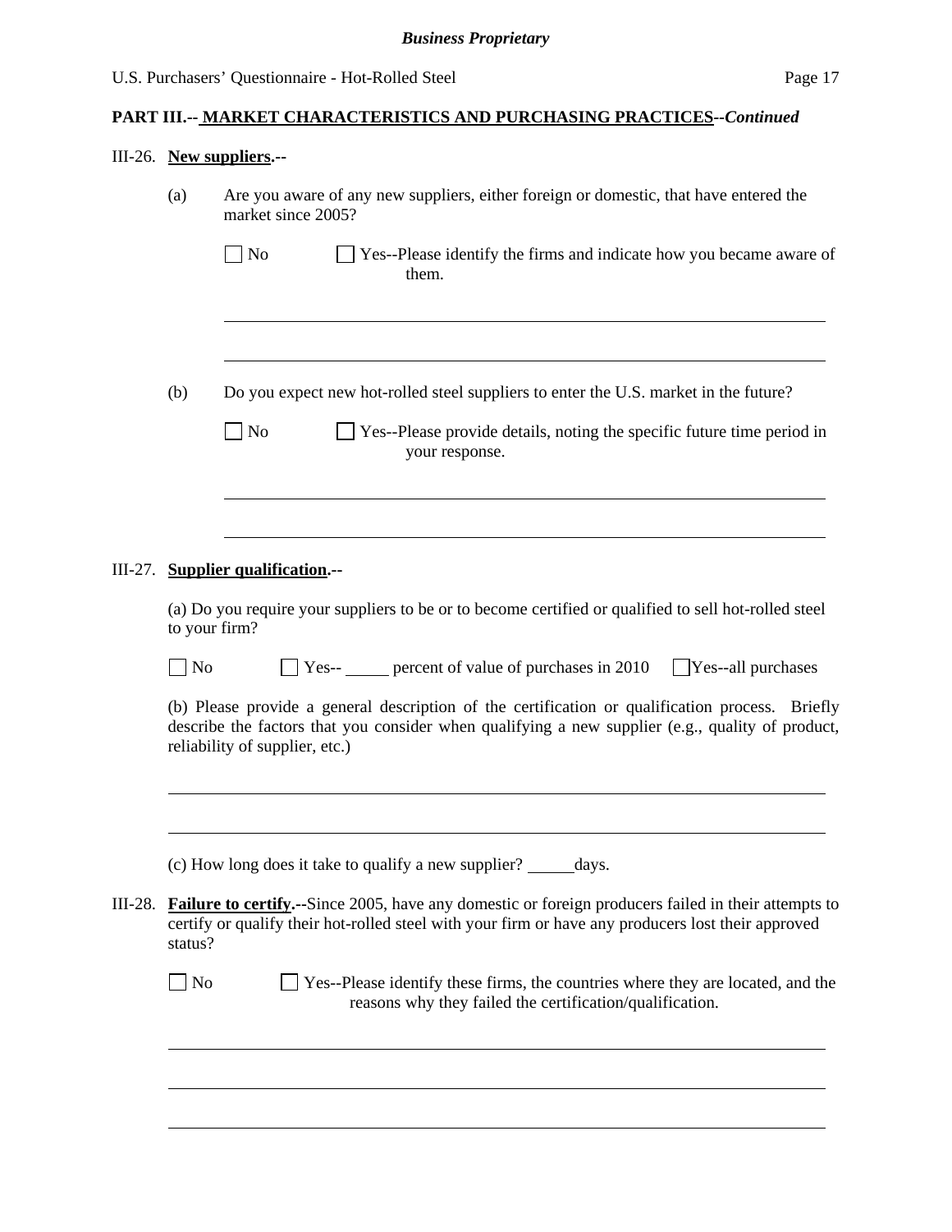**PART III.-- MARKET CHARACTERISTICS AND PURCHASING PRACTICES--*Continued***

III-26. **New suppliers.--**

(a) Are you aware of any new suppliers, either foreign or domestic, that have entered the market since 2005?

☐ No ☐ Yes--Please identify the firms and indicate how you became aware of them.

______________________________________________________________________

______________________________________________________________________

(b) Do you expect new hot-rolled steel suppliers to enter the U.S. market in the future?

☐ No ☐ Yes--Please provide details, noting the specific future time period in your response.

______________________________________________________________________

______________________________________________________________________

III-27. **Supplier qualification.--**

(a) Do you require your suppliers to be or to become certified or qualified to sell hot-rolled steel to your firm?

☐ No ☐ Yes-- _____ percent of value of purchases in 2010 ☐ Yes--all purchases

(b) Please provide a general description of the certification or qualification process. Briefly describe the factors that you consider when qualifying a new supplier (e.g., quality of product, reliability of supplier, etc.)

______________________________________________________________________

______________________________________________________________________

(c) How long does it take to qualify a new supplier? _____days.

III-28. **Failure to certify.--**Since 2005, have any domestic or foreign producers failed in their attempts to certify or qualify their hot-rolled steel with your firm or have any producers lost their approved status?

☐ No ☐ Yes--Please identify these firms, the countries where they are located, and the reasons why they failed the certification/qualification.

______________________________________________________________________

______________________________________________________________________

______________________________________________________________________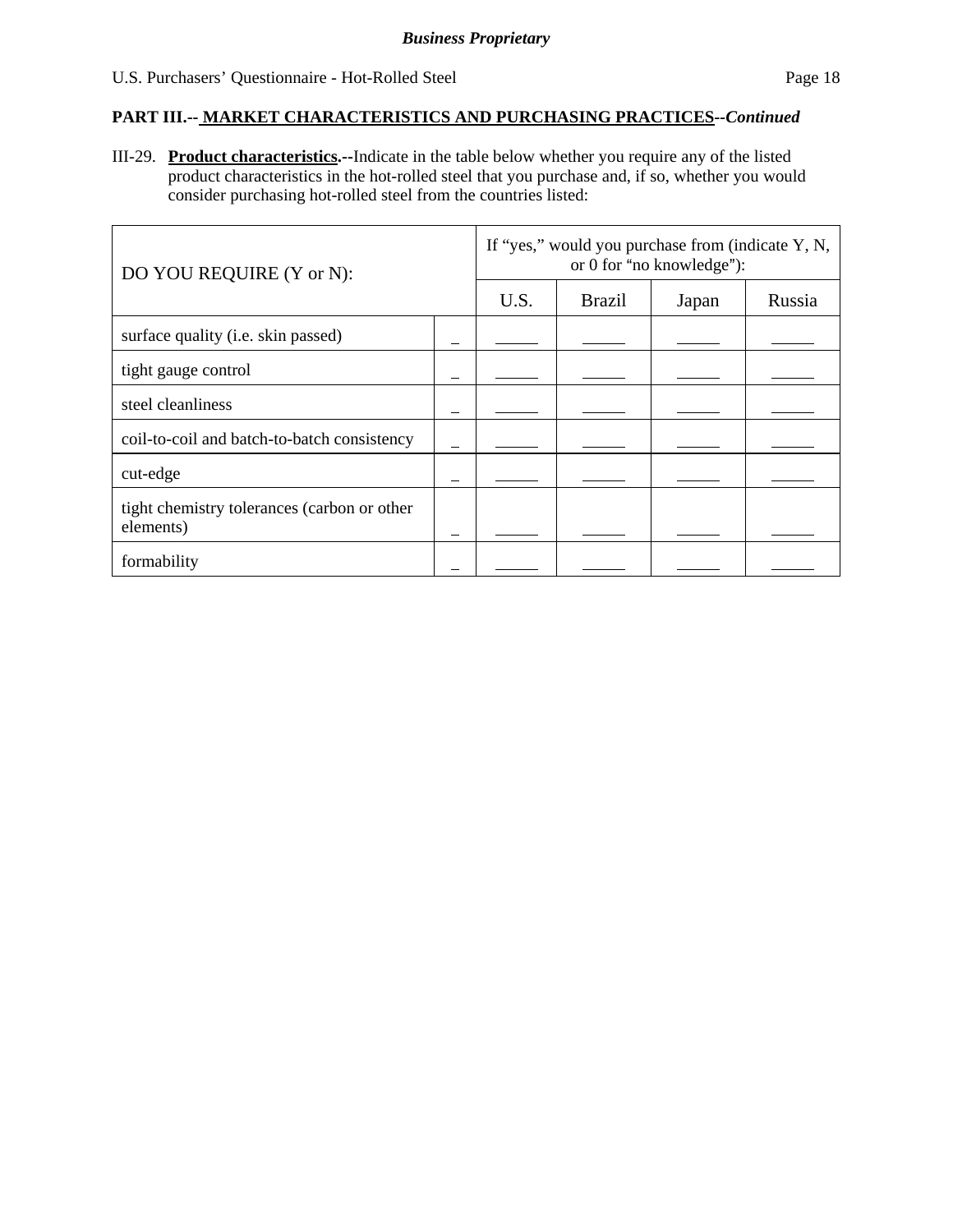*Business Proprietary*

**PART III.-- MARKET CHARACTERISTICS AND PURCHASING PRACTICES--*Continued***

III-29. **Product characteristics.--**Indicate in the table below whether you require any of the listed product characteristics in the hot-rolled steel that you purchase and, if so, whether you would consider purchasing hot-rolled steel from the countries listed:

| DO YOU REQUIRE (Y or N): | | If "yes," would you purchase from (indicate Y, N, or 0 for "no knowledge"): | | | |
|---|---|---|---|---|---|
| | | U.S. | Brazil | Japan | Russia |
| surface quality (i.e. skin passed) | _ | _____ | _____ | _____ | _____ |
| tight gauge control | _ | _____ | _____ | _____ | _____ |
| steel cleanliness | _ | _____ | _____ | _____ | _____ |
| coil-to-coil and batch-to-batch consistency | _ | _____ | _____ | _____ | _____ |
| cut-edge | _ | _____ | _____ | _____ | _____ |
| tight chemistry tolerances (carbon or other elements) | _ | _____ | _____ | _____ | _____ |
| formability | _ | _____ | _____ | _____ | _____ |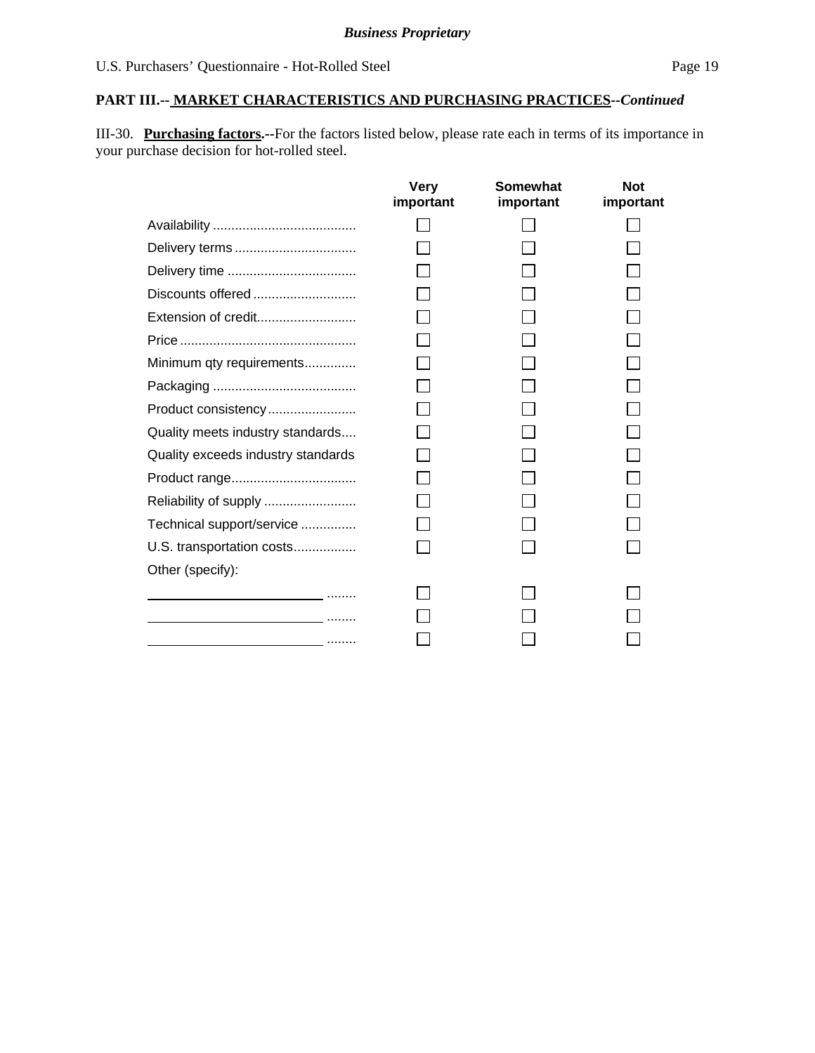**PART III.-- MARKET CHARACTERISTICS AND PURCHASING PRACTICES--*Continued***

III-30. **Purchasing factors.--**For the factors listed below, please rate each in terms of its importance in your purchase decision for hot-rolled steel.

| | Very important | Somewhat important | Not important |
|---|---|---|---|
| Availability | ☐ | ☐ | ☐ |
| Delivery terms | ☐ | ☐ | ☐ |
| Delivery time | ☐ | ☐ | ☐ |
| Discounts offered | ☐ | ☐ | ☐ |
| Extension of credit | ☐ | ☐ | ☐ |
| Price | ☐ | ☐ | ☐ |
| Minimum qty requirements | ☐ | ☐ | ☐ |
| Packaging | ☐ | ☐ | ☐ |
| Product consistency | ☐ | ☐ | ☐ |
| Quality meets industry standards | ☐ | ☐ | ☐ |
| Quality exceeds industry standards | ☐ | ☐ | ☐ |
| Product range | ☐ | ☐ | ☐ |
| Reliability of supply | ☐ | ☐ | ☐ |
| Technical support/service | ☐ | ☐ | ☐ |
| U.S. transportation costs | ☐ | ☐ | ☐ |
| Other (specify): | | | |
| ________________________ | ☐ | ☐ | ☐ |
| ________________________ | ☐ | ☐ | ☐ |
| ________________________ | ☐ | ☐ | ☐ |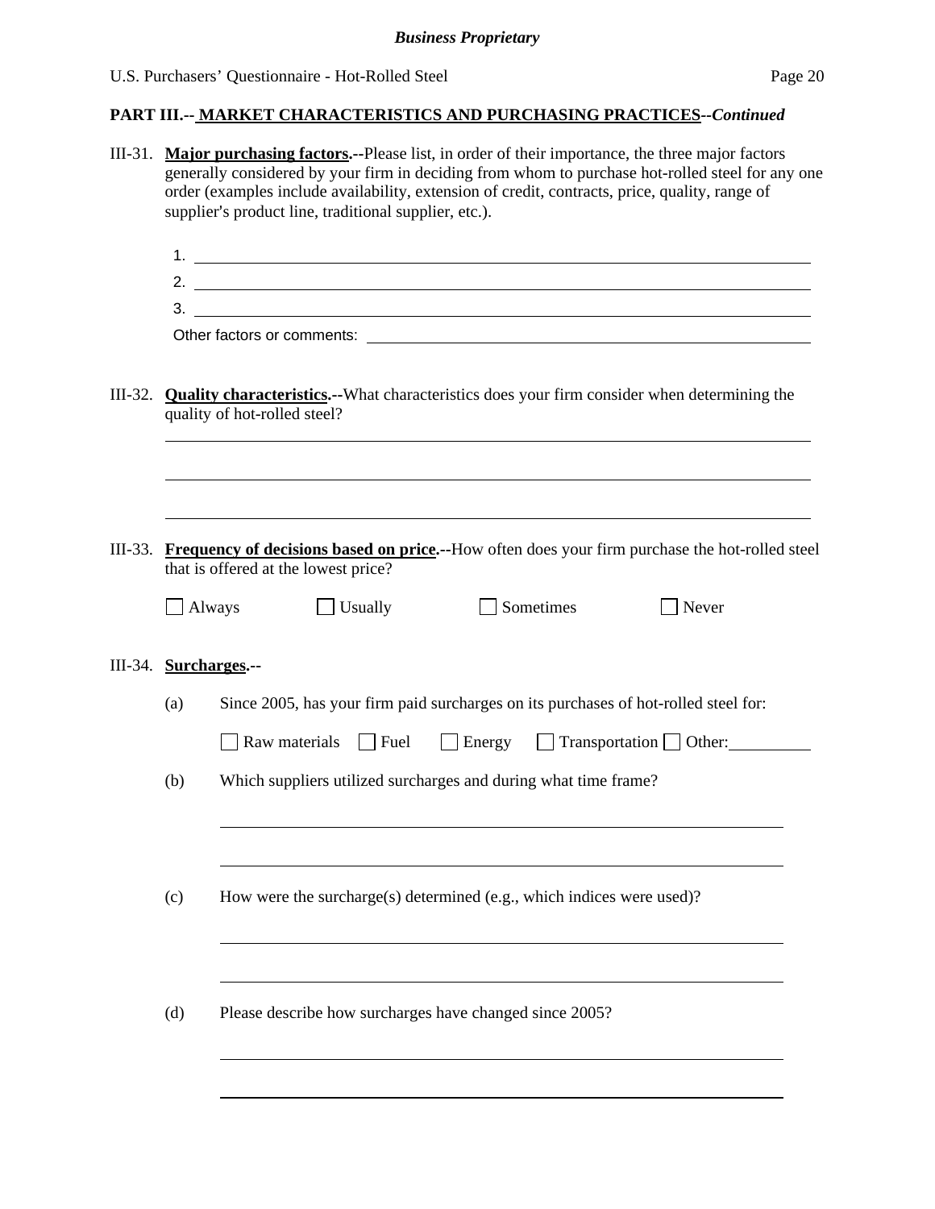**Business Proprietary**

U.S. Purchasers' Questionnaire - Hot-Rolled Steel

## PART III.-- MARKET CHARACTERISTICS AND PURCHASING PRACTICES--*Continued*

III-31. **Major purchasing factors.**--Please list, in order of their importance, the three major factors generally considered by your firm in deciding from whom to purchase hot-rolled steel for any one order (examples include availability, extension of credit, contracts, price, quality, range of supplier's product line, traditional supplier, etc.).

1. ______________________________
2. ______________________________
3. ______________________________

Other factors or comments: ______________________________

III-32. **Quality characteristics.**--What characteristics does your firm consider when determining the quality of hot-rolled steel?

______________________________

______________________________

______________________________

III-33. **Frequency of decisions based on price.**--How often does your firm purchase the hot-rolled steel that is offered at the lowest price?

☐ Always ☐ Usually ☐ Sometimes ☐ Never

III-34. **Surcharges.**--

(a) Since 2005, has your firm paid surcharges on its purchases of hot-rolled steel for:

☐ Raw materials ☐ Fuel ☐ Energy ☐ Transportation ☐ Other: __________

(b) Which suppliers utilized surcharges and during what time frame?

______________________________

______________________________

(c) How were the surcharge(s) determined (e.g., which indices were used)?

______________________________

______________________________

(d) Please describe how surcharges have changed since 2005?

______________________________

______________________________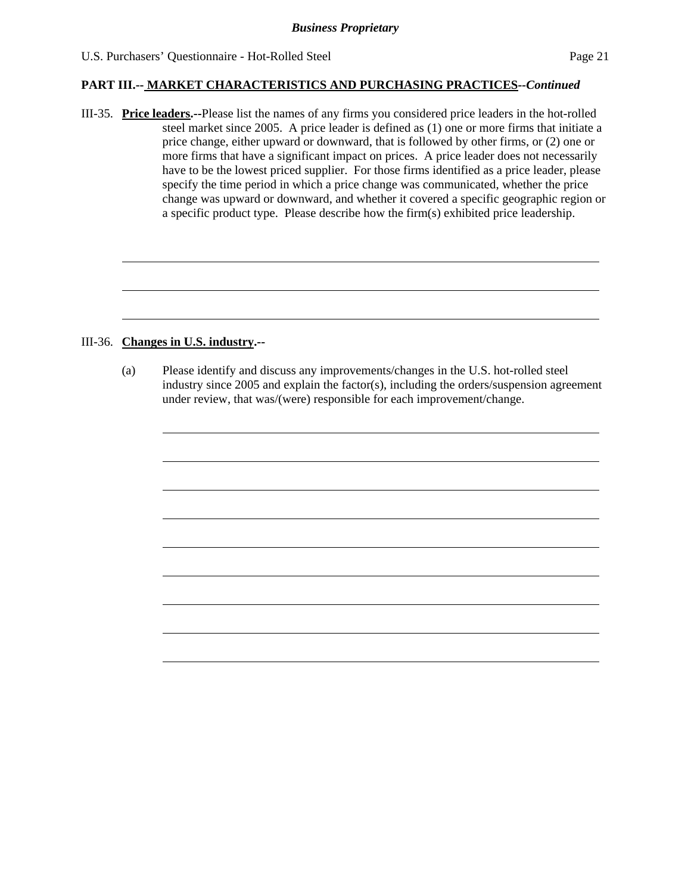**PART III.-- MARKET CHARACTERISTICS AND PURCHASING PRACTICES--*Continued***

III-35. **Price leaders.**--Please list the names of any firms you considered price leaders in the hot-rolled steel market since 2005. A price leader is defined as (1) one or more firms that initiate a price change, either upward or downward, that is followed by other firms, or (2) one or more firms that have a significant impact on prices. A price leader does not necessarily have to be the lowest priced supplier. For those firms identified as a price leader, please specify the time period in which a price change was communicated, whether the price change was upward or downward, and whether it covered a specific geographic region or a specific product type. Please describe how the firm(s) exhibited price leadership.

______________________________________________________________________________

______________________________________________________________________________

______________________________________________________________________________

III-36. **Changes in U.S. industry.**--

(a) Please identify and discuss any improvements/changes in the U.S. hot-rolled steel industry since 2005 and explain the factor(s), including the orders/suspension agreement under review, that was/(were) responsible for each improvement/change.

______________________________________________________________________________

______________________________________________________________________________

______________________________________________________________________________

______________________________________________________________________________

______________________________________________________________________________

______________________________________________________________________________

______________________________________________________________________________

______________________________________________________________________________

______________________________________________________________________________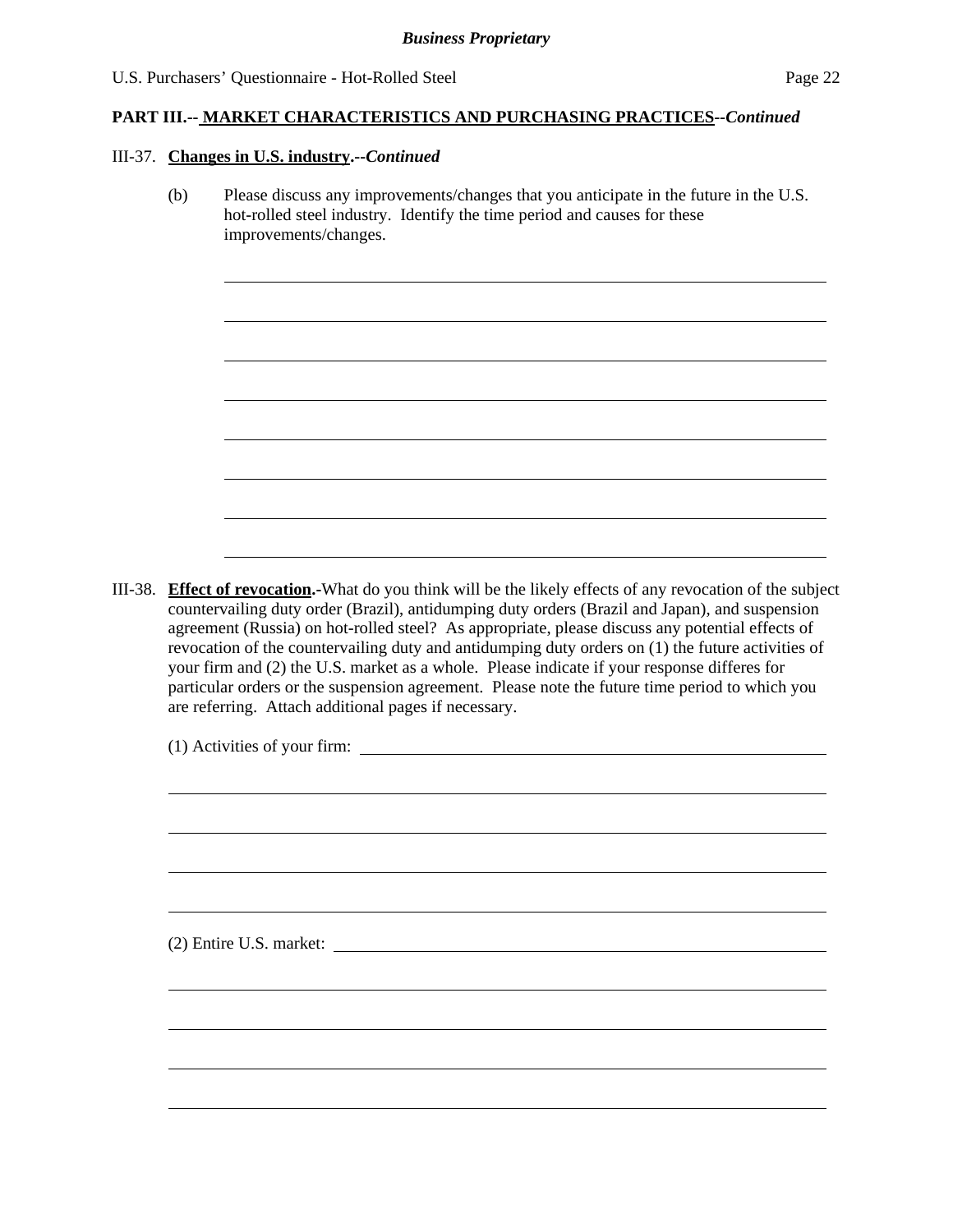**PART III.-- MARKET CHARACTERISTICS AND PURCHASING PRACTICES--*Continued***

III-37. **Changes in U.S. industry.--*Continued***

(b) Please discuss any improvements/changes that you anticipate in the future in the U.S. hot-rolled steel industry. Identify the time period and causes for these improvements/changes.

III-38. **Effect of revocation.-**What do you think will be the likely effects of any revocation of the subject countervailing duty order (Brazil), antidumping duty orders (Brazil and Japan), and suspension agreement (Russia) on hot-rolled steel? As appropriate, please discuss any potential effects of revocation of the countervailing duty and antidumping duty orders on (1) the future activities of your firm and (2) the U.S. market as a whole. Please indicate if your response differes for particular orders or the suspension agreement. Please note the future time period to which you are referring. Attach additional pages if necessary.

(1) Activities of your firm:

(2) Entire U.S. market: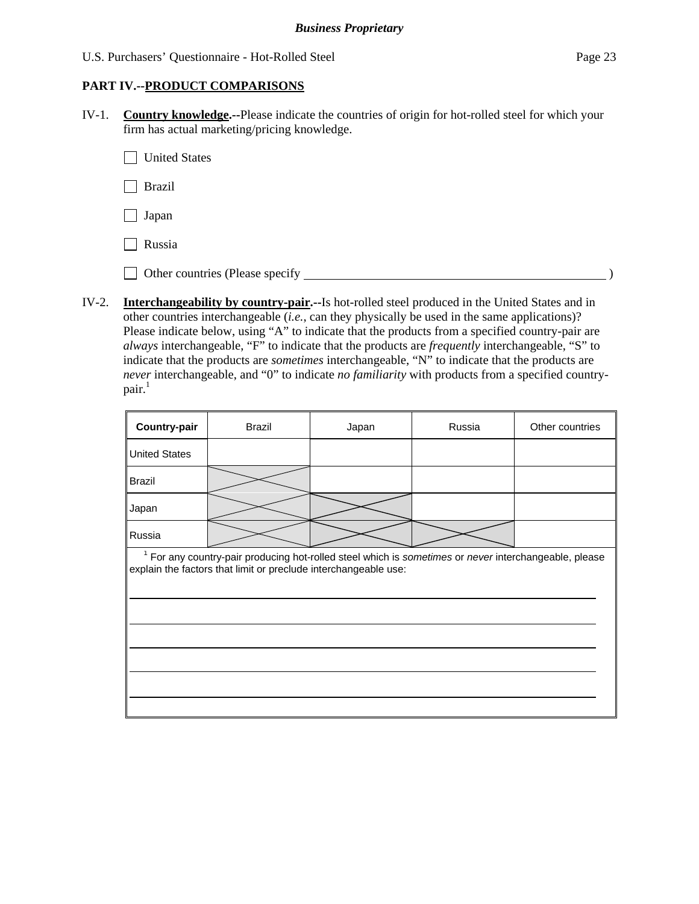**Business Proprietary**

U.S. Purchasers' Questionnaire - Hot-Rolled Steel

## PART IV.--PRODUCT COMPARISONS

IV-1. **Country knowledge.**--Please indicate the countries of origin for hot-rolled steel for which your firm has actual marketing/pricing knowledge.

☐ United States

☐ Brazil

☐ Japan

☐ Russia

☐ Other countries (Please specify ______________________________ )

IV-2. **Interchangeability by country-pair.**--Is hot-rolled steel produced in the United States and in other countries interchangeable (*i.e.*, can they physically be used in the same applications)? Please indicate below, using "A" to indicate that the products from a specified country-pair are *always* interchangeable, "F" to indicate that the products are *frequently* interchangeable, "S" to indicate that the products are *sometimes* interchangeable, "N" to indicate that the products are *never* interchangeable, and "0" to indicate *no familiarity* with products from a specified country-pair.[1]

| Country-pair | Brazil | Japan | Russia | Other countries |
|---|---|---|---|---|
| United States | | | | |
| Brazil | X | | | |
| Japan | X | X | | |
| Russia | X | X | X | |

[1] For any country-pair producing hot-rolled steel which is *sometimes* or *never* interchangeable, please explain the factors that limit or preclude interchangeable use:

______________________________________________________________________

______________________________________________________________________

______________________________________________________________________

______________________________________________________________________

______________________________________________________________________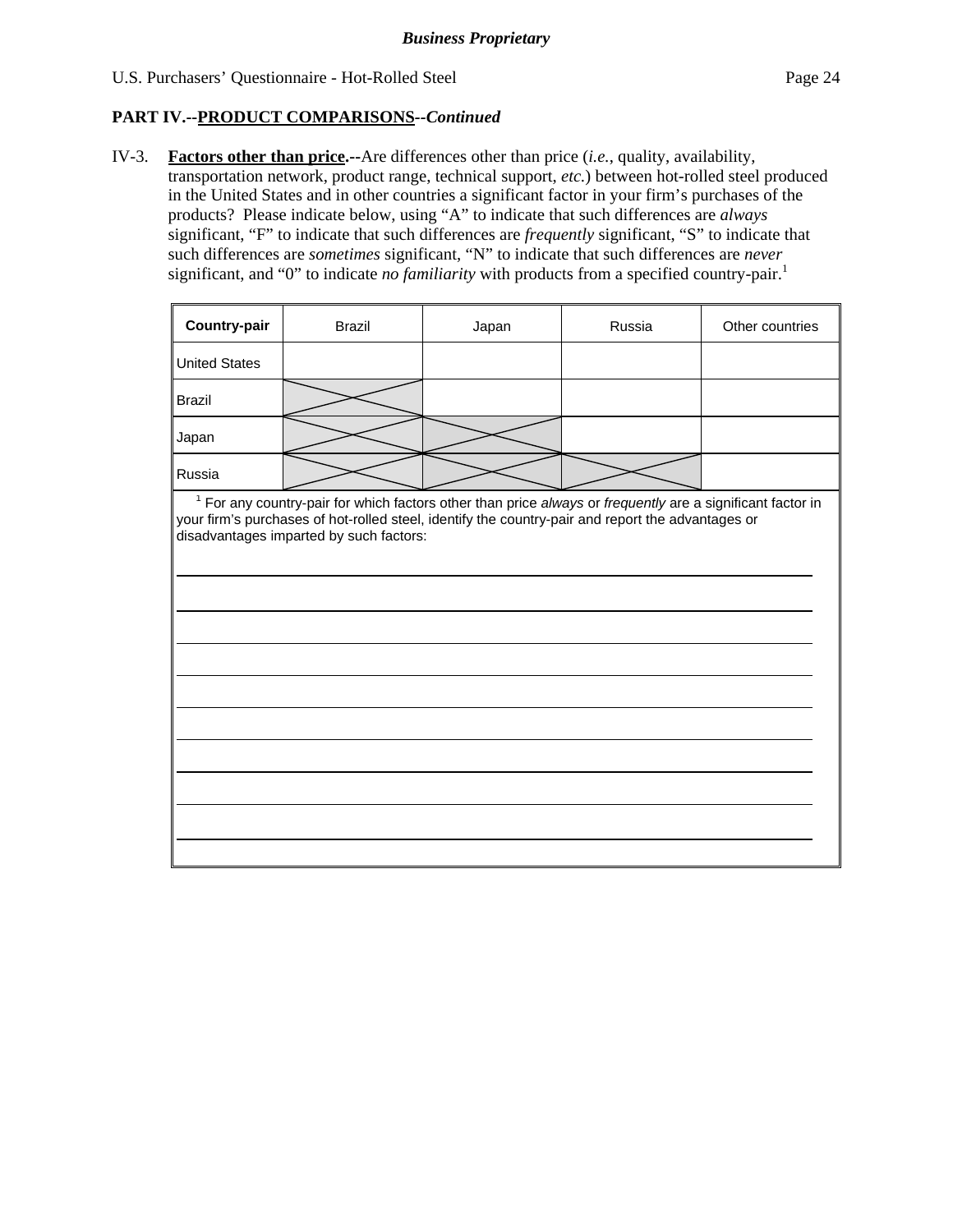**Business Proprietary**

## PART IV.--PRODUCT COMPARISONS--*Continued*

IV-3. **Factors other than price.--**Are differences other than price (*i.e.*, quality, availability, transportation network, product range, technical support, *etc.*) between hot-rolled steel produced in the United States and in other countries a significant factor in your firm's purchases of the products? Please indicate below, using "A" to indicate that such differences are *always* significant, "F" to indicate that such differences are *frequently* significant, "S" to indicate that such differences are *sometimes* significant, "N" to indicate that such differences are *never* significant, and "0" to indicate *no familiarity* with products from a specified country-pair.[1]

| **Country-pair** | Brazil | Japan | Russia | Other countries |
|---|---|---|---|---|
| United States | | | | |
| Brazil | X | | | |
| Japan | X | X | | |
| Russia | X | X | X | |

[1] For any country-pair for which factors other than price *always* or *frequently* are a significant factor in your firm's purchases of hot-rolled steel, identify the country-pair and report the advantages or disadvantages imparted by such factors:

______________________________________________________________________

______________________________________________________________________

______________________________________________________________________

______________________________________________________________________

______________________________________________________________________

______________________________________________________________________

______________________________________________________________________

______________________________________________________________________

______________________________________________________________________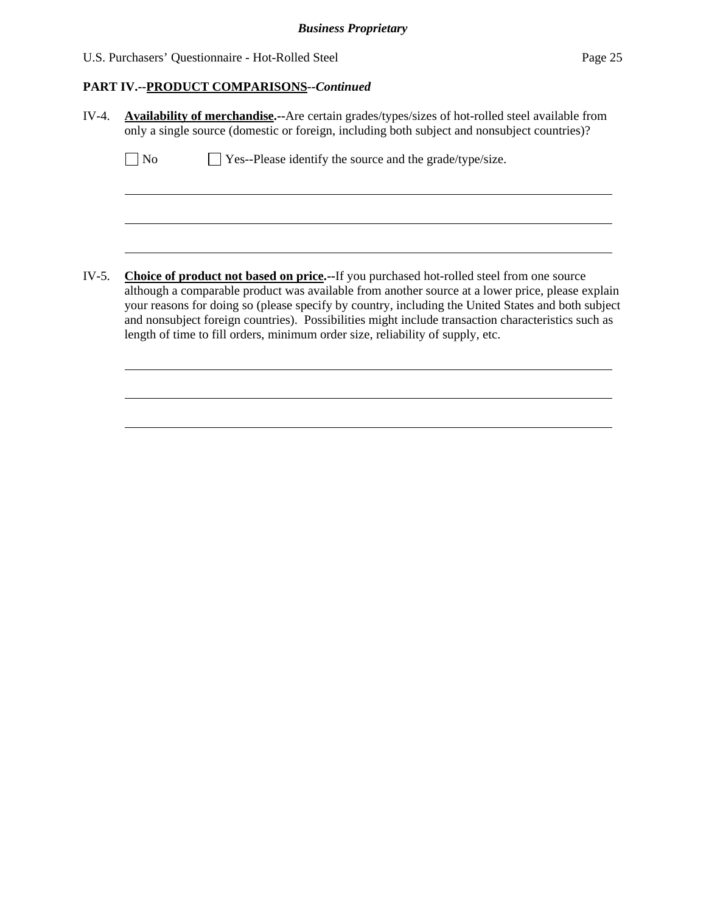**PART IV.--PRODUCT COMPARISONS--*Continued***

IV-4. **Availability of merchandise.--**Are certain grades/types/sizes of hot-rolled steel available from only a single source (domestic or foreign, including both subject and nonsubject countries)?

☐ No ☐ Yes--Please identify the source and the grade/type/size.

\_\_\_\_\_\_\_\_\_\_\_\_\_\_\_\_\_\_\_\_\_\_\_\_\_\_\_\_\_\_\_\_\_\_\_\_\_\_\_\_\_\_\_\_\_\_\_\_\_\_\_\_\_\_\_\_\_\_\_\_\_\_\_\_\_\_\_\_\_\_\_\_

\_\_\_\_\_\_\_\_\_\_\_\_\_\_\_\_\_\_\_\_\_\_\_\_\_\_\_\_\_\_\_\_\_\_\_\_\_\_\_\_\_\_\_\_\_\_\_\_\_\_\_\_\_\_\_\_\_\_\_\_\_\_\_\_\_\_\_\_\_\_\_\_

\_\_\_\_\_\_\_\_\_\_\_\_\_\_\_\_\_\_\_\_\_\_\_\_\_\_\_\_\_\_\_\_\_\_\_\_\_\_\_\_\_\_\_\_\_\_\_\_\_\_\_\_\_\_\_\_\_\_\_\_\_\_\_\_\_\_\_\_\_\_\_\_

IV-5. **Choice of product not based on price.--**If you purchased hot-rolled steel from one source although a comparable product was available from another source at a lower price, please explain your reasons for doing so (please specify by country, including the United States and both subject and nonsubject foreign countries). Possibilities might include transaction characteristics such as length of time to fill orders, minimum order size, reliability of supply, etc.

\_\_\_\_\_\_\_\_\_\_\_\_\_\_\_\_\_\_\_\_\_\_\_\_\_\_\_\_\_\_\_\_\_\_\_\_\_\_\_\_\_\_\_\_\_\_\_\_\_\_\_\_\_\_\_\_\_\_\_\_\_\_\_\_\_\_\_\_\_\_\_\_

\_\_\_\_\_\_\_\_\_\_\_\_\_\_\_\_\_\_\_\_\_\_\_\_\_\_\_\_\_\_\_\_\_\_\_\_\_\_\_\_\_\_\_\_\_\_\_\_\_\_\_\_\_\_\_\_\_\_\_\_\_\_\_\_\_\_\_\_\_\_\_\_

\_\_\_\_\_\_\_\_\_\_\_\_\_\_\_\_\_\_\_\_\_\_\_\_\_\_\_\_\_\_\_\_\_\_\_\_\_\_\_\_\_\_\_\_\_\_\_\_\_\_\_\_\_\_\_\_\_\_\_\_\_\_\_\_\_\_\_\_\_\_\_\_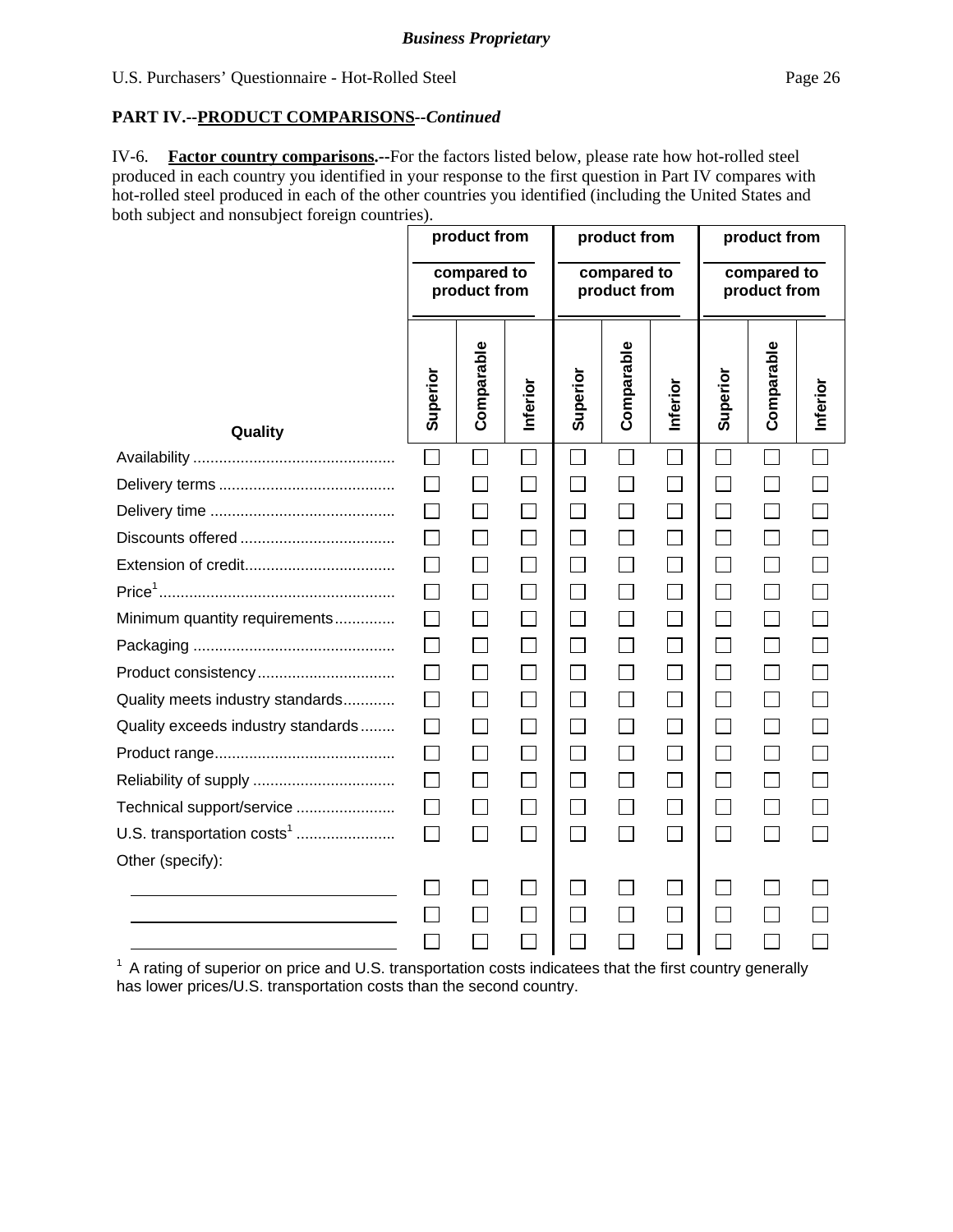*Business Proprietary*

U.S. Purchasers' Questionnaire - Hot-Rolled Steel

**PART IV.--PRODUCT COMPARISONS--*Continued***

IV-6. **Factor country comparisons.--**For the factors listed below, please rate how hot-rolled steel produced in each country you identified in your response to the first question in Part IV compares with hot-rolled steel produced in each of the other countries you identified (including the United States and both subject and nonsubject foreign countries).

| | product from ____ compared to product from ____ | | | product from ____ compared to product from ____ | | | product from ____ compared to product from ____ | | |
|---|---|---|---|---|---|---|---|---|---|
| **Quality** | Superior | Comparable | Inferior | Superior | Comparable | Inferior | Superior | Comparable | Inferior |
| Availability | ☐ | ☐ | ☐ | ☐ | ☐ | ☐ | ☐ | ☐ | ☐ |
| Delivery terms | ☐ | ☐ | ☐ | ☐ | ☐ | ☐ | ☐ | ☐ | ☐ |
| Delivery time | ☐ | ☐ | ☐ | ☐ | ☐ | ☐ | ☐ | ☐ | ☐ |
| Discounts offered | ☐ | ☐ | ☐ | ☐ | ☐ | ☐ | ☐ | ☐ | ☐ |
| Extension of credit | ☐ | ☐ | ☐ | ☐ | ☐ | ☐ | ☐ | ☐ | ☐ |
| Price[1] | ☐ | ☐ | ☐ | ☐ | ☐ | ☐ | ☐ | ☐ | ☐ |
| Minimum quantity requirements | ☐ | ☐ | ☐ | ☐ | ☐ | ☐ | ☐ | ☐ | ☐ |
| Packaging | ☐ | ☐ | ☐ | ☐ | ☐ | ☐ | ☐ | ☐ | ☐ |
| Product consistency | ☐ | ☐ | ☐ | ☐ | ☐ | ☐ | ☐ | ☐ | ☐ |
| Quality meets industry standards | ☐ | ☐ | ☐ | ☐ | ☐ | ☐ | ☐ | ☐ | ☐ |
| Quality exceeds industry standards | ☐ | ☐ | ☐ | ☐ | ☐ | ☐ | ☐ | ☐ | ☐ |
| Product range | ☐ | ☐ | ☐ | ☐ | ☐ | ☐ | ☐ | ☐ | ☐ |
| Reliability of supply | ☐ | ☐ | ☐ | ☐ | ☐ | ☐ | ☐ | ☐ | ☐ |
| Technical support/service | ☐ | ☐ | ☐ | ☐ | ☐ | ☐ | ☐ | ☐ | ☐ |
| U.S. transportation costs[1] | ☐ | ☐ | ☐ | ☐ | ☐ | ☐ | ☐ | ☐ | ☐ |
| Other (specify): | | | | | | | | | |
| ____________ | ☐ | ☐ | ☐ | ☐ | ☐ | ☐ | ☐ | ☐ | ☐ |
| ____________ | ☐ | ☐ | ☐ | ☐ | ☐ | ☐ | ☐ | ☐ | ☐ |
| ____________ | ☐ | ☐ | ☐ | ☐ | ☐ | ☐ | ☐ | ☐ | ☐ |

[1] A rating of superior on price and U.S. transportation costs indicatees that the first country generally has lower prices/U.S. transportation costs than the second country.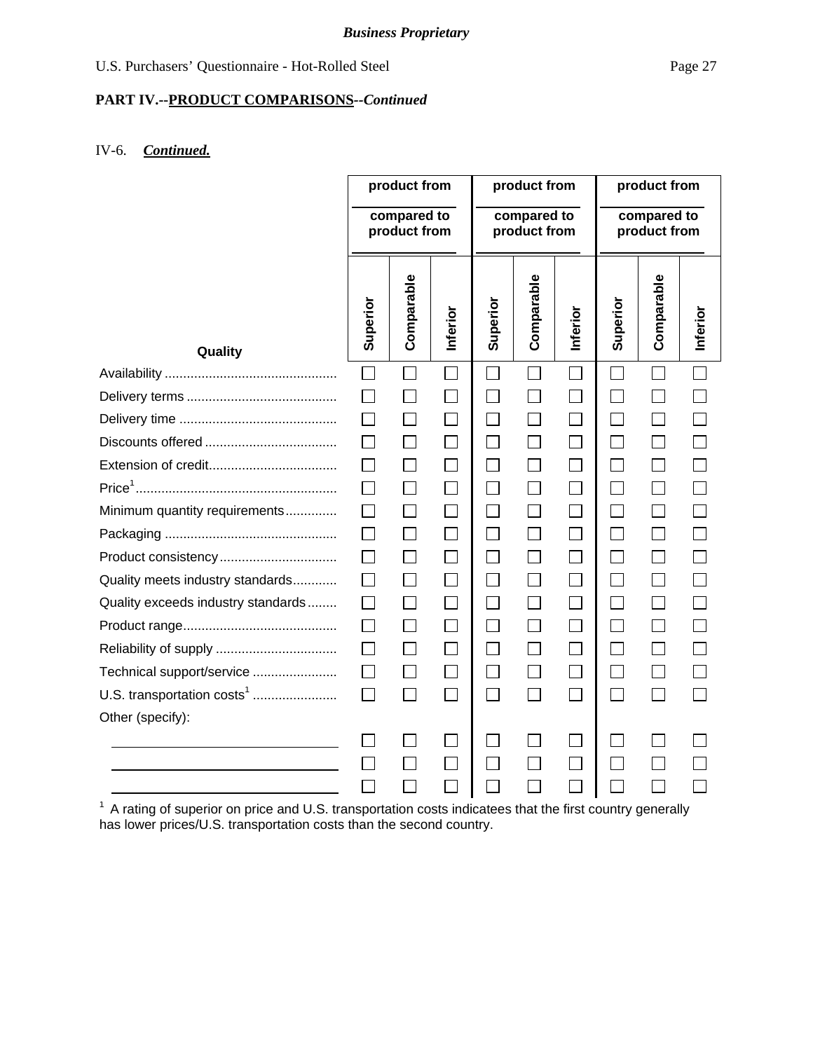**Business Proprietary**

## PART IV.--PRODUCT COMPARISONS--*Continued*

IV-6. ***Continued.***

| Quality | product from ______ compared to product from ______ | | | product from ______ compared to product from ______ | | | product from ______ compared to product from ______ | | |
|---|---|---|---|---|---|---|---|---|---|
| | Superior | Comparable | Inferior | Superior | Comparable | Inferior | Superior | Comparable | Inferior |
| Availability | ☐ | ☐ | ☐ | ☐ | ☐ | ☐ | ☐ | ☐ | ☐ |
| Delivery terms | ☐ | ☐ | ☐ | ☐ | ☐ | ☐ | ☐ | ☐ | ☐ |
| Delivery time | ☐ | ☐ | ☐ | ☐ | ☐ | ☐ | ☐ | ☐ | ☐ |
| Discounts offered | ☐ | ☐ | ☐ | ☐ | ☐ | ☐ | ☐ | ☐ | ☐ |
| Extension of credit | ☐ | ☐ | ☐ | ☐ | ☐ | ☐ | ☐ | ☐ | ☐ |
| Price[1] | ☐ | ☐ | ☐ | ☐ | ☐ | ☐ | ☐ | ☐ | ☐ |
| Minimum quantity requirements | ☐ | ☐ | ☐ | ☐ | ☐ | ☐ | ☐ | ☐ | ☐ |
| Packaging | ☐ | ☐ | ☐ | ☐ | ☐ | ☐ | ☐ | ☐ | ☐ |
| Product consistency | ☐ | ☐ | ☐ | ☐ | ☐ | ☐ | ☐ | ☐ | ☐ |
| Quality meets industry standards | ☐ | ☐ | ☐ | ☐ | ☐ | ☐ | ☐ | ☐ | ☐ |
| Quality exceeds industry standards | ☐ | ☐ | ☐ | ☐ | ☐ | ☐ | ☐ | ☐ | ☐ |
| Product range | ☐ | ☐ | ☐ | ☐ | ☐ | ☐ | ☐ | ☐ | ☐ |
| Reliability of supply | ☐ | ☐ | ☐ | ☐ | ☐ | ☐ | ☐ | ☐ | ☐ |
| Technical support/service | ☐ | ☐ | ☐ | ☐ | ☐ | ☐ | ☐ | ☐ | ☐ |
| U.S. transportation costs[1] | ☐ | ☐ | ☐ | ☐ | ☐ | ☐ | ☐ | ☐ | ☐ |
| Other (specify): | | | | | | | | | |
| ______ | ☐ | ☐ | ☐ | ☐ | ☐ | ☐ | ☐ | ☐ | ☐ |
| ______ | ☐ | ☐ | ☐ | ☐ | ☐ | ☐ | ☐ | ☐ | ☐ |
| ______ | ☐ | ☐ | ☐ | ☐ | ☐ | ☐ | ☐ | ☐ | ☐ |

[1] A rating of superior on price and U.S. transportation costs indicatees that the first country generally has lower prices/U.S. transportation costs than the second country.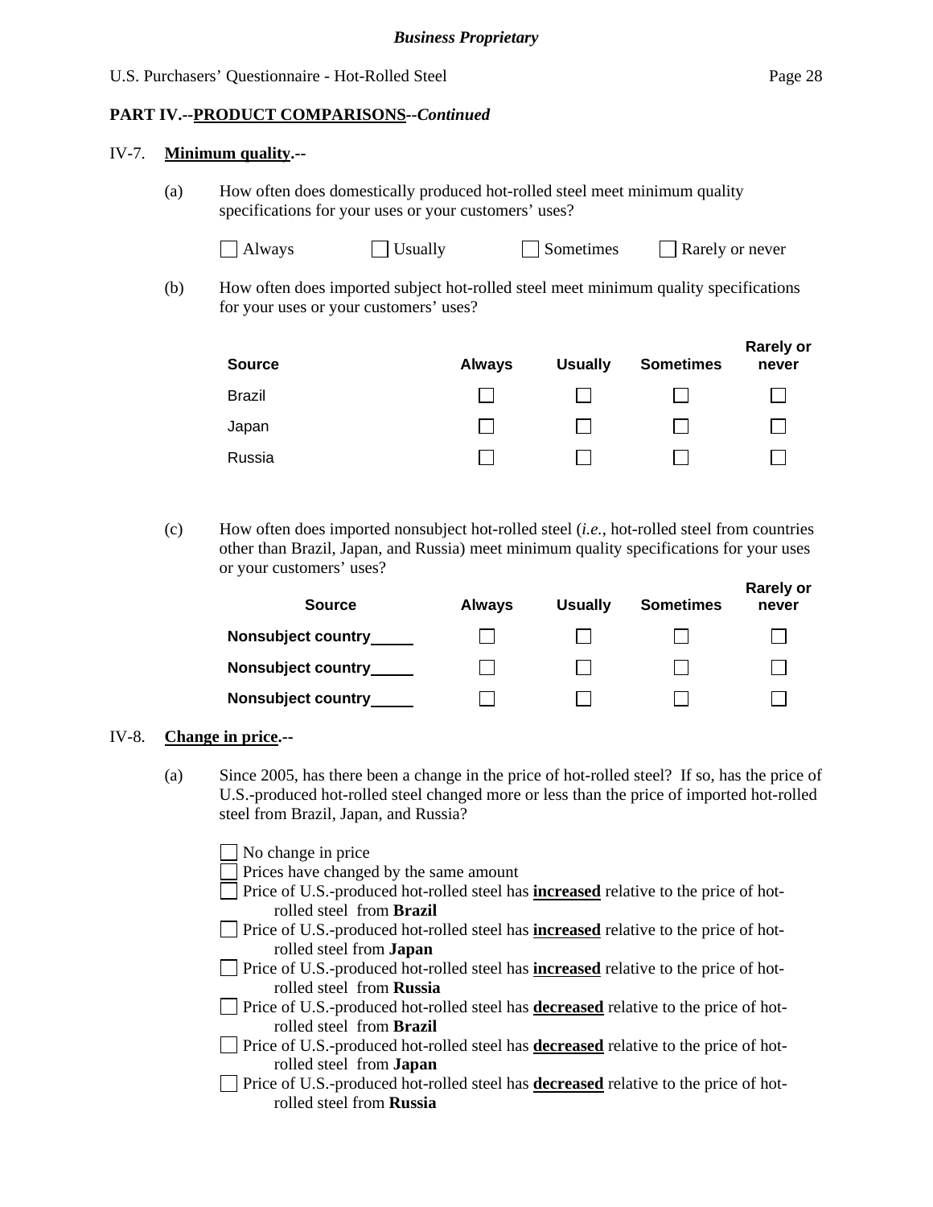*Business Proprietary*

U.S. Purchasers' Questionnaire - Hot-Rolled Steel

**PART IV.--PRODUCT COMPARISONS--*Continued***

IV-7. **Minimum quality.--**

(a) How often does domestically produced hot-rolled steel meet minimum quality specifications for your uses or your customers' uses?

☐ Always ☐ Usually ☐ Sometimes ☐ Rarely or never

(b) How often does imported subject hot-rolled steel meet minimum quality specifications for your uses or your customers' uses?

| Source | Always | Usually | Sometimes | Rarely or never |
|---|---|---|---|---|
| Brazil | ☐ | ☐ | ☐ | ☐ |
| Japan | ☐ | ☐ | ☐ | ☐ |
| Russia | ☐ | ☐ | ☐ | ☐ |

(c) How often does imported nonsubject hot-rolled steel (*i.e.*, hot-rolled steel from countries other than Brazil, Japan, and Russia) meet minimum quality specifications for your uses or your customers' uses?

| Source | Always | Usually | Sometimes | Rarely or never |
|---|---|---|---|---|
| **Nonsubject country_____** | ☐ | ☐ | ☐ | ☐ |
| **Nonsubject country_____** | ☐ | ☐ | ☐ | ☐ |
| **Nonsubject country_____** | ☐ | ☐ | ☐ | ☐ |

IV-8. **Change in price.--**

(a) Since 2005, has there been a change in the price of hot-rolled steel? If so, has the price of U.S.-produced hot-rolled steel changed more or less than the price of imported hot-rolled steel from Brazil, Japan, and Russia?

☐ No change in price
☐ Prices have changed by the same amount
☐ Price of U.S.-produced hot-rolled steel has **increased** relative to the price of hot-rolled steel from **Brazil**
☐ Price of U.S.-produced hot-rolled steel has **increased** relative to the price of hot-rolled steel from **Japan**
☐ Price of U.S.-produced hot-rolled steel has **increased** relative to the price of hot-rolled steel from **Russia**
☐ Price of U.S.-produced hot-rolled steel has **decreased** relative to the price of hot-rolled steel from **Brazil**
☐ Price of U.S.-produced hot-rolled steel has **decreased** relative to the price of hot-rolled steel from **Japan**
☐ Price of U.S.-produced hot-rolled steel has **decreased** relative to the price of hot-rolled steel from **Russia**